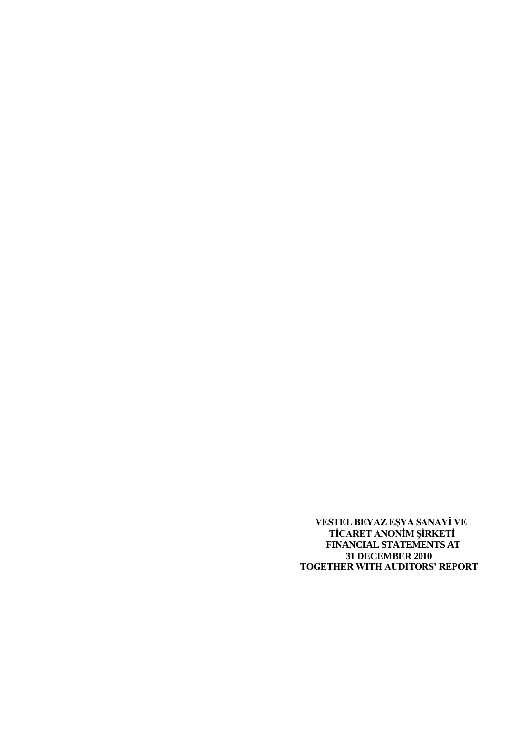**VESTEL BEYAZ EŞYA SANAYİ VE TİCARET ANONİM ŞİRKETİ FINANCIAL STATEMENTS AT 31 DECEMBER 2010 TOGETHER WITH AUDITORS' REPORT**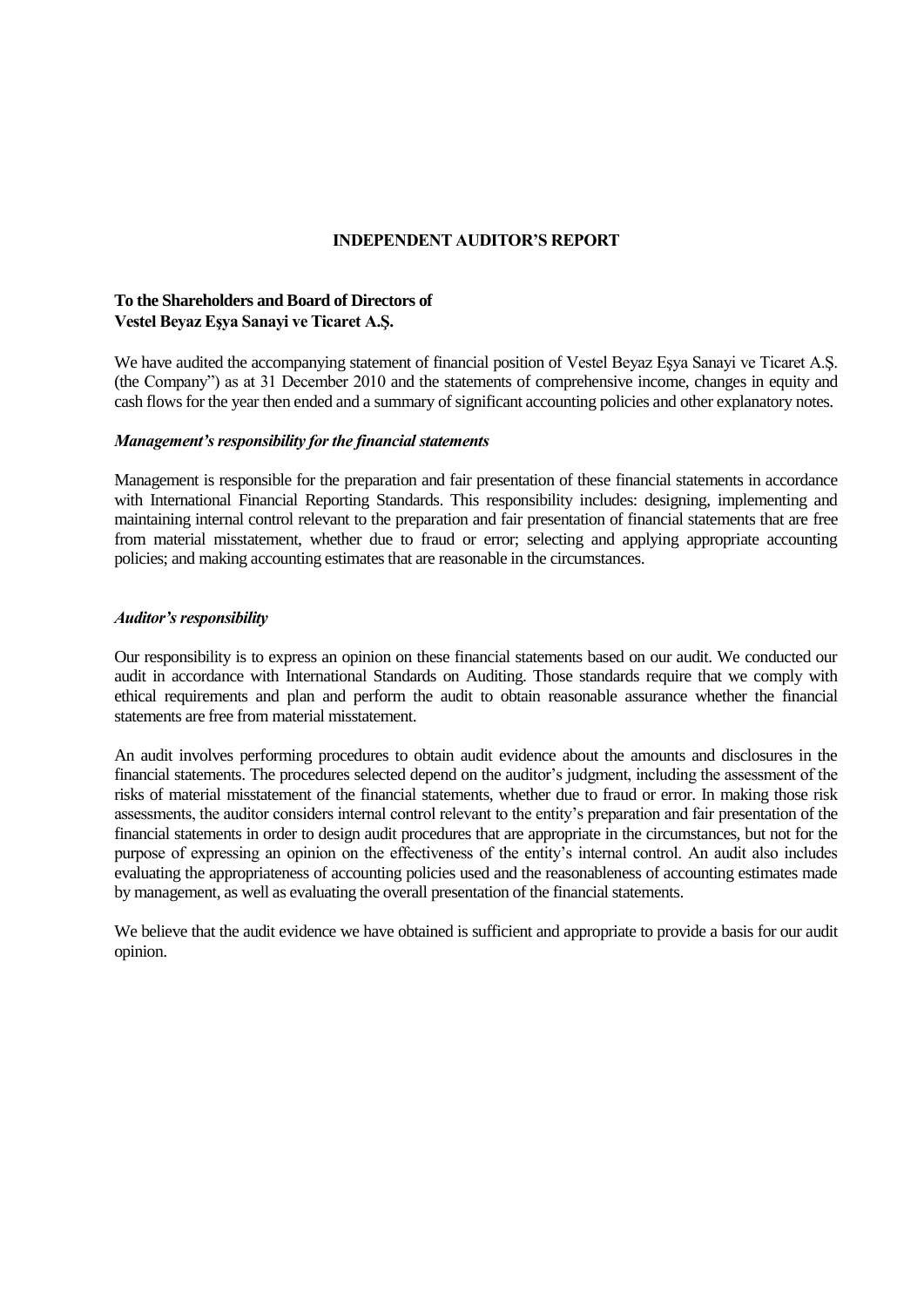# INDEPENDENT AUDITOR'S REPORT

**To the Shareholders and Board of Directors of**
**Vestel Beyaz Eşya Sanayi ve Ticaret A.Ş.**

We have audited the accompanying statement of financial position of Vestel Beyaz Eşya Sanayi ve Ticaret A.Ş. (the Company") as at 31 December 2010 and the statements of comprehensive income, changes in equity and cash flows for the year then ended and a summary of significant accounting policies and other explanatory notes.

***Management's responsibility for the financial statements***

Management is responsible for the preparation and fair presentation of these financial statements in accordance with International Financial Reporting Standards. This responsibility includes: designing, implementing and maintaining internal control relevant to the preparation and fair presentation of financial statements that are free from material misstatement, whether due to fraud or error; selecting and applying appropriate accounting policies; and making accounting estimates that are reasonable in the circumstances.

***Auditor's responsibility***

Our responsibility is to express an opinion on these financial statements based on our audit. We conducted our audit in accordance with International Standards on Auditing. Those standards require that we comply with ethical requirements and plan and perform the audit to obtain reasonable assurance whether the financial statements are free from material misstatement.

An audit involves performing procedures to obtain audit evidence about the amounts and disclosures in the financial statements. The procedures selected depend on the auditor's judgment, including the assessment of the risks of material misstatement of the financial statements, whether due to fraud or error. In making those risk assessments, the auditor considers internal control relevant to the entity's preparation and fair presentation of the financial statements in order to design audit procedures that are appropriate in the circumstances, but not for the purpose of expressing an opinion on the effectiveness of the entity's internal control. An audit also includes evaluating the appropriateness of accounting policies used and the reasonableness of accounting estimates made by management, as well as evaluating the overall presentation of the financial statements.

We believe that the audit evidence we have obtained is sufficient and appropriate to provide a basis for our audit opinion.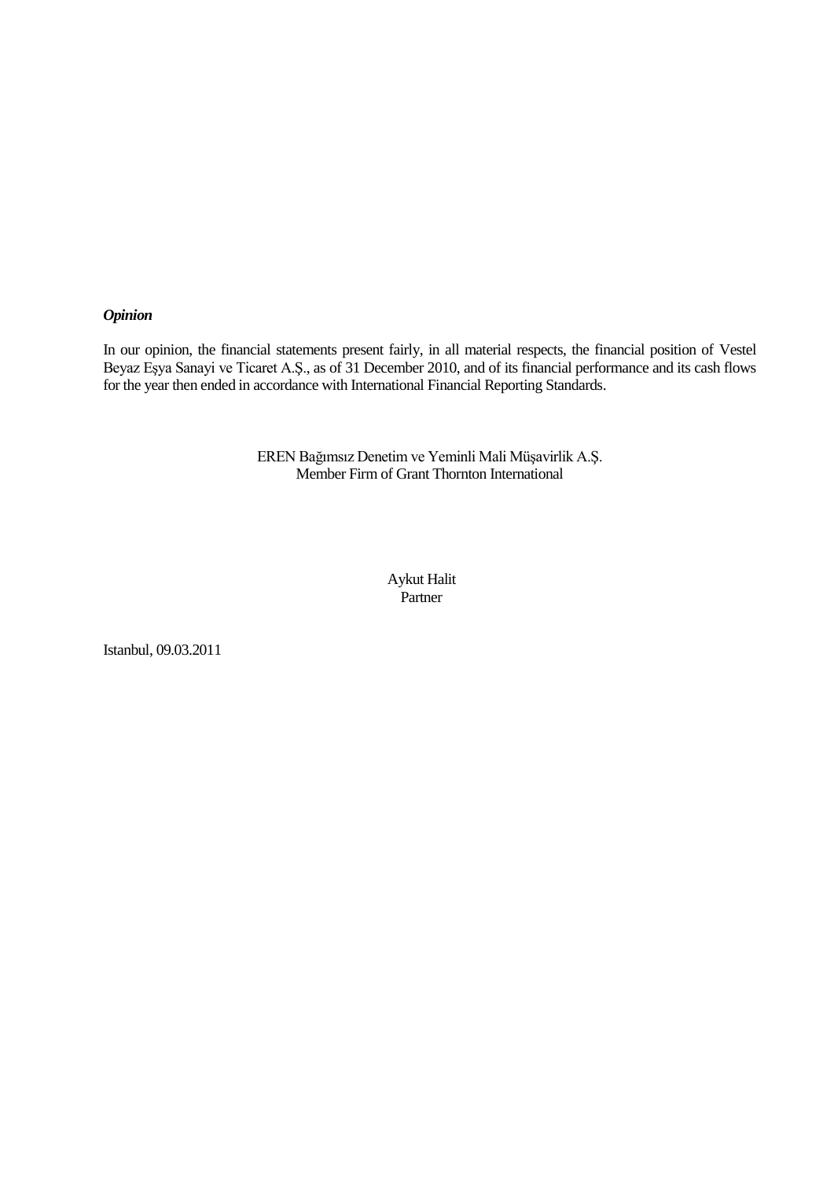***Opinion***

In our opinion, the financial statements present fairly, in all material respects, the financial position of Vestel Beyaz Eşya Sanayi ve Ticaret A.Ş., as of 31 December 2010, and of its financial performance and its cash flows for the year then ended in accordance with International Financial Reporting Standards.

EREN Bağımsız Denetim ve Yeminli Mali Müşavirlik A.Ş.
Member Firm of Grant Thornton International

Aykut Halit
Partner

Istanbul, 09.03.2011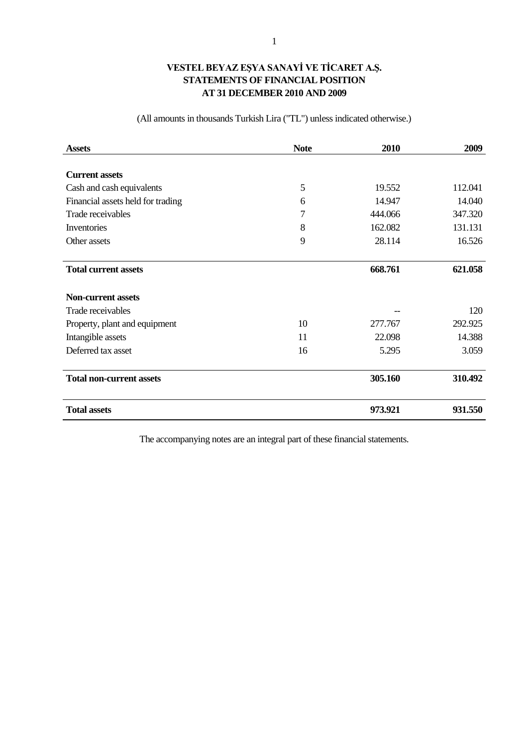**VESTEL BEYAZ EŞYA SANAYİ VE TİCARET A.Ş.**
**STATEMENTS OF FINANCIAL POSITION**
**AT 31 DECEMBER 2010 AND 2009**

(All amounts in thousands Turkish Lira ("TL") unless indicated otherwise.)

| **Assets** | **Note** | **2010** | **2009** |
|---|---|---|---|
| **Current assets** | | | |
| Cash and cash equivalents | 5 | 19.552 | 112.041 |
| Financial assets held for trading | 6 | 14.947 | 14.040 |
| Trade receivables | 7 | 444.066 | 347.320 |
| Inventories | 8 | 162.082 | 131.131 |
| Other assets | 9 | 28.114 | 16.526 |
| **Total current assets** | | **668.761** | **621.058** |
| **Non-current assets** | | | |
| Trade receivables | | -- | 120 |
| Property, plant and equipment | 10 | 277.767 | 292.925 |
| Intangible assets | 11 | 22.098 | 14.388 |
| Deferred tax asset | 16 | 5.295 | 3.059 |
| **Total non-current assets** | | **305.160** | **310.492** |
| **Total assets** | | **973.921** | **931.550** |

The accompanying notes are an integral part of these financial statements.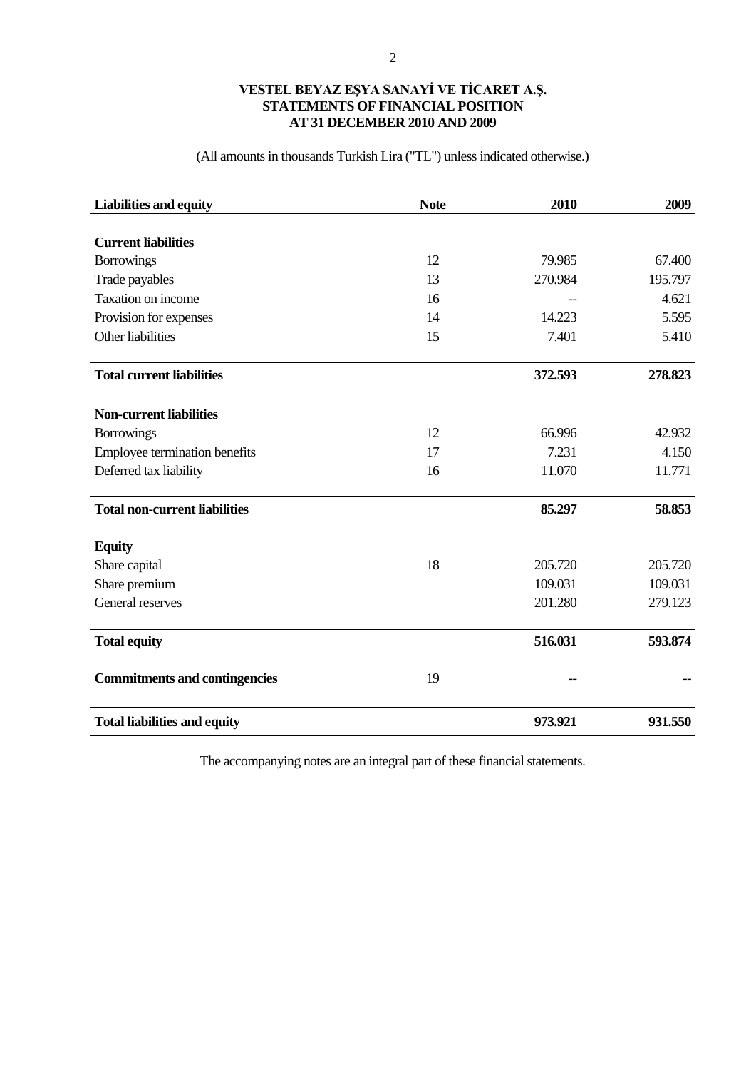**VESTEL BEYAZ EŞYA SANAYİ VE TİCARET A.Ş.**
**STATEMENTS OF FINANCIAL POSITION**
**AT 31 DECEMBER 2010 AND 2009**

(All amounts in thousands Turkish Lira ("TL") unless indicated otherwise.)

| **Liabilities and equity** | **Note** | **2010** | **2009** |
|---|---|---|---|
| **Current liabilities** | | | |
| Borrowings | 12 | 79.985 | 67.400 |
| Trade payables | 13 | 270.984 | 195.797 |
| Taxation on income | 16 | -- | 4.621 |
| Provision for expenses | 14 | 14.223 | 5.595 |
| Other liabilities | 15 | 7.401 | 5.410 |
| **Total current liabilities** | | **372.593** | **278.823** |
| **Non-current liabilities** | | | |
| Borrowings | 12 | 66.996 | 42.932 |
| Employee termination benefits | 17 | 7.231 | 4.150 |
| Deferred tax liability | 16 | 11.070 | 11.771 |
| **Total non-current liabilities** | | **85.297** | **58.853** |
| **Equity** | | | |
| Share capital | 18 | 205.720 | 205.720 |
| Share premium | | 109.031 | 109.031 |
| General reserves | | 201.280 | 279.123 |
| **Total equity** | | **516.031** | **593.874** |
| **Commitments and contingencies** | 19 | -- | -- |
| **Total liabilities and equity** | | **973.921** | **931.550** |

The accompanying notes are an integral part of these financial statements.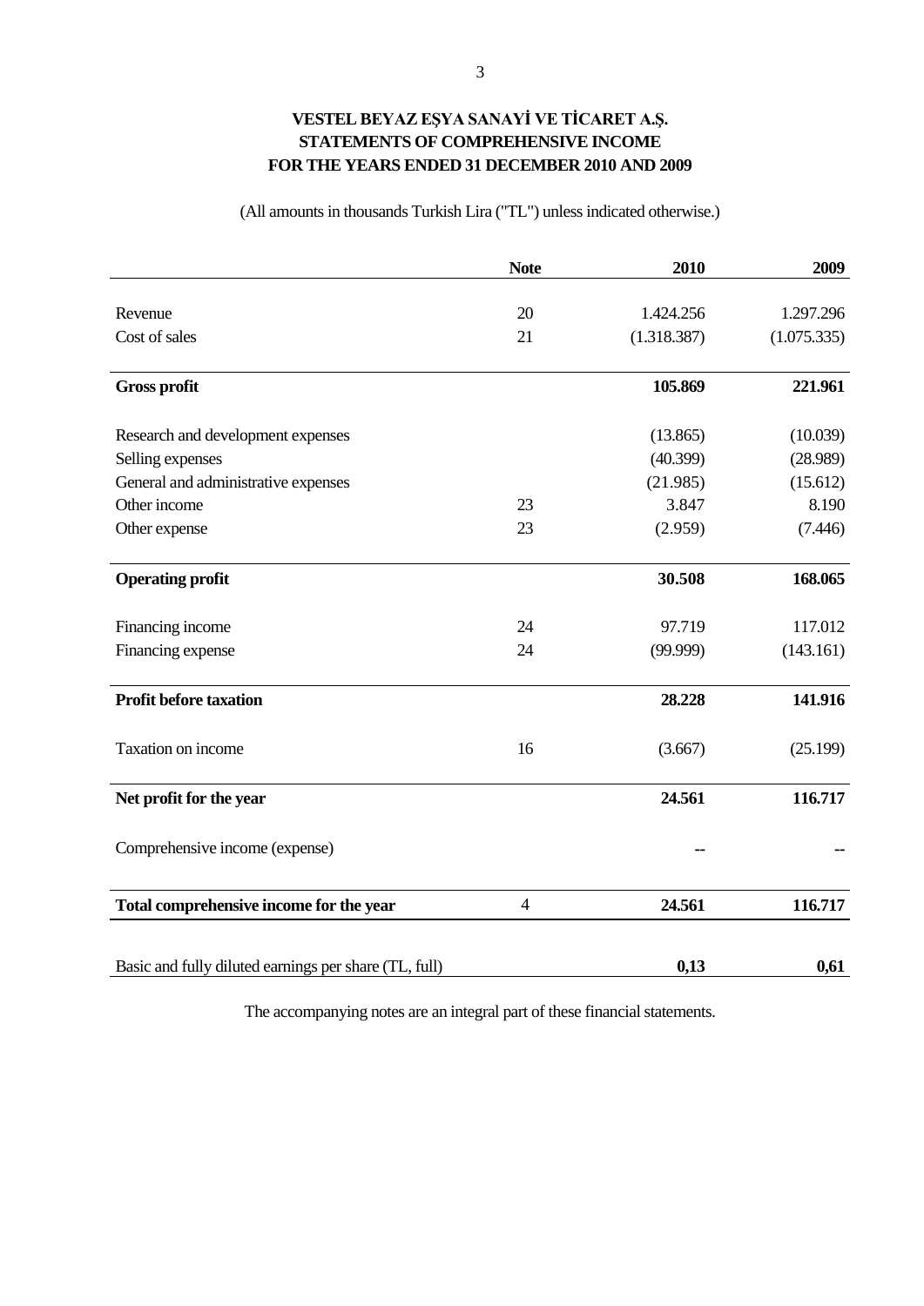# VESTEL BEYAZ EŞYA SANAYİ VE TİCARET A.Ş.
## STATEMENTS OF COMPREHENSIVE INCOME
## FOR THE YEARS ENDED 31 DECEMBER 2010 AND 2009

(All amounts in thousands Turkish Lira ("TL") unless indicated otherwise.)

| | Note | 2010 | 2009 |
|---|---|---|---|
| Revenue | 20 | 1.424.256 | 1.297.296 |
| Cost of sales | 21 | (1.318.387) | (1.075.335) |
| **Gross profit** | | **105.869** | **221.961** |
| Research and development expenses | | (13.865) | (10.039) |
| Selling expenses | | (40.399) | (28.989) |
| General and administrative expenses | | (21.985) | (15.612) |
| Other income | 23 | 3.847 | 8.190 |
| Other expense | 23 | (2.959) | (7.446) |
| **Operating profit** | | **30.508** | **168.065** |
| Financing income | 24 | 97.719 | 117.012 |
| Financing expense | 24 | (99.999) | (143.161) |
| **Profit before taxation** | | **28.228** | **141.916** |
| Taxation on income | 16 | (3.667) | (25.199) |
| **Net profit for the year** | | **24.561** | **116.717** |
| Comprehensive income (expense) | | -- | -- |
| **Total comprehensive income for the year** | 4 | **24.561** | **116.717** |
| Basic and fully diluted earnings per share (TL, full) | | **0,13** | **0,61** |

The accompanying notes are an integral part of these financial statements.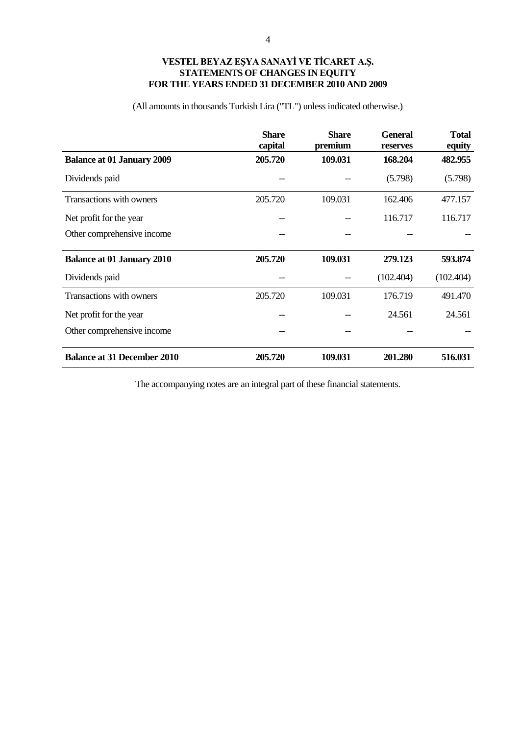**VESTEL BEYAZ EŞYA SANAYİ VE TİCARET A.Ş.**
**STATEMENTS OF CHANGES IN EQUITY**
**FOR THE YEARS ENDED 31 DECEMBER 2010 AND 2009**

(All amounts in thousands Turkish Lira ("TL") unless indicated otherwise.)

| | Share capital | Share premium | General reserves | Total equity |
|---|---|---|---|---|
| **Balance at 01 January 2009** | **205.720** | **109.031** | **168.204** | **482.955** |
| Dividends paid | -- | -- | (5.798) | (5.798) |
| Transactions with owners | 205.720 | 109.031 | 162.406 | 477.157 |
| Net profit for the year | -- | -- | 116.717 | 116.717 |
| Other comprehensive income | -- | -- | -- | -- |
| **Balance at 01 January 2010** | **205.720** | **109.031** | **279.123** | **593.874** |
| Dividends paid | -- | -- | (102.404) | (102.404) |
| Transactions with owners | 205.720 | 109.031 | 176.719 | 491.470 |
| Net profit for the year | -- | -- | 24.561 | 24.561 |
| Other comprehensive income | -- | -- | -- | -- |
| **Balance at 31 December 2010** | **205.720** | **109.031** | **201.280** | **516.031** |

The accompanying notes are an integral part of these financial statements.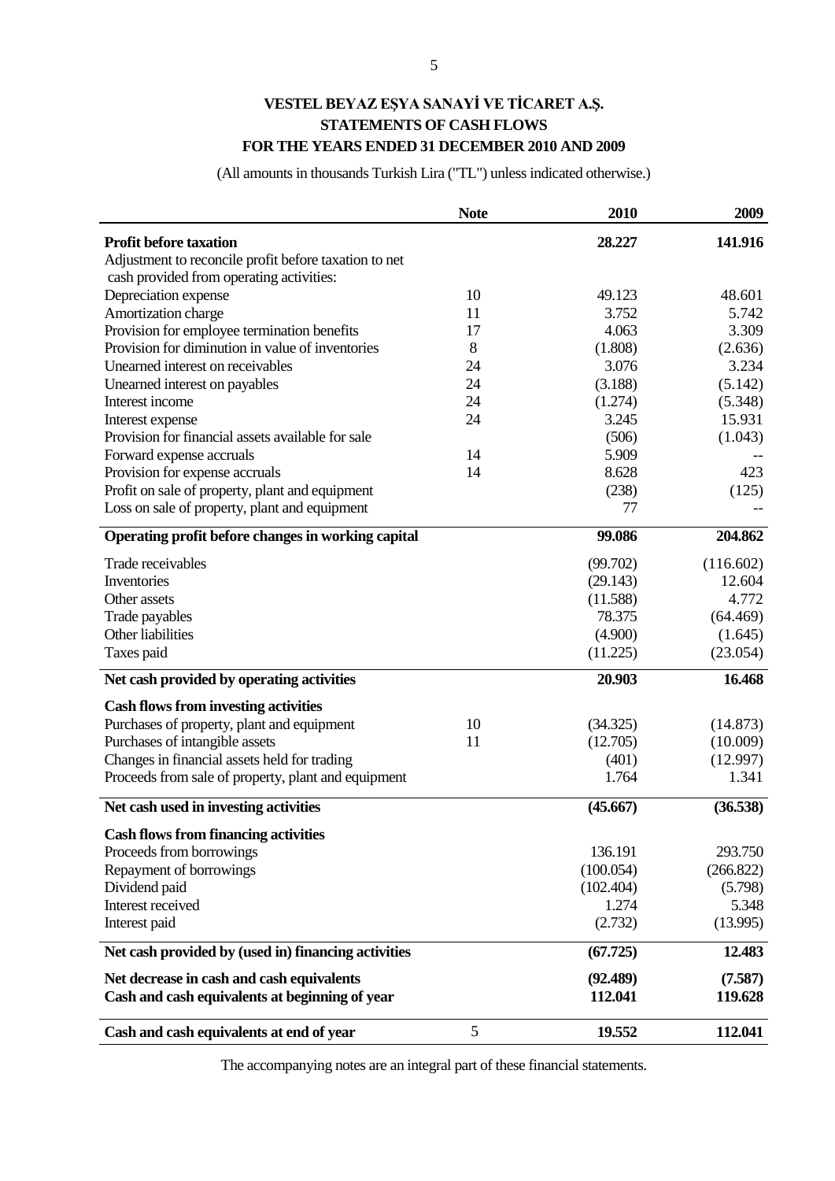# VESTEL BEYAZ EŞYA SANAYİ VE TİCARET A.Ş.
## STATEMENTS OF CASH FLOWS
## FOR THE YEARS ENDED 31 DECEMBER 2010 AND 2009

(All amounts in thousands Turkish Lira ("TL") unless indicated otherwise.)

| | Note | 2010 | 2009 |
|---|---|---|---|
| **Profit before taxation** | | **28.227** | **141.916** |
| Adjustment to reconcile profit before taxation to net cash provided from operating activities: | | | |
| Depreciation expense | 10 | 49.123 | 48.601 |
| Amortization charge | 11 | 3.752 | 5.742 |
| Provision for employee termination benefits | 17 | 4.063 | 3.309 |
| Provision for diminution in value of inventories | 8 | (1.808) | (2.636) |
| Unearned interest on receivables | 24 | 3.076 | 3.234 |
| Unearned interest on payables | 24 | (3.188) | (5.142) |
| Interest income | 24 | (1.274) | (5.348) |
| Interest expense | 24 | 3.245 | 15.931 |
| Provision for financial assets available for sale | | (506) | (1.043) |
| Forward expense accruals | 14 | 5.909 | -- |
| Provision for expense accruals | 14 | 8.628 | 423 |
| Profit on sale of property, plant and equipment | | (238) | (125) |
| Loss on sale of property, plant and equipment | | 77 | -- |
| **Operating profit before changes in working capital** | | **99.086** | **204.862** |
| Trade receivables | | (99.702) | (116.602) |
| Inventories | | (29.143) | 12.604 |
| Other assets | | (11.588) | 4.772 |
| Trade payables | | 78.375 | (64.469) |
| Other liabilities | | (4.900) | (1.645) |
| Taxes paid | | (11.225) | (23.054) |
| **Net cash provided by operating activities** | | **20.903** | **16.468** |
| **Cash flows from investing activities** | | | |
| Purchases of property, plant and equipment | 10 | (34.325) | (14.873) |
| Purchases of intangible assets | 11 | (12.705) | (10.009) |
| Changes in financial assets held for trading | | (401) | (12.997) |
| Proceeds from sale of property, plant and equipment | | 1.764 | 1.341 |
| **Net cash used in investing activities** | | **(45.667)** | **(36.538)** |
| **Cash flows from financing activities** | | | |
| Proceeds from borrowings | | 136.191 | 293.750 |
| Repayment of borrowings | | (100.054) | (266.822) |
| Dividend paid | | (102.404) | (5.798) |
| Interest received | | 1.274 | 5.348 |
| Interest paid | | (2.732) | (13.995) |
| **Net cash provided by (used in) financing activities** | | **(67.725)** | **12.483** |
| **Net decrease in cash and cash equivalents** | | **(92.489)** | **(7.587)** |
| **Cash and cash equivalents at beginning of year** | | **112.041** | **119.628** |
| **Cash and cash equivalents at end of year** | 5 | **19.552** | **112.041** |

The accompanying notes are an integral part of these financial statements.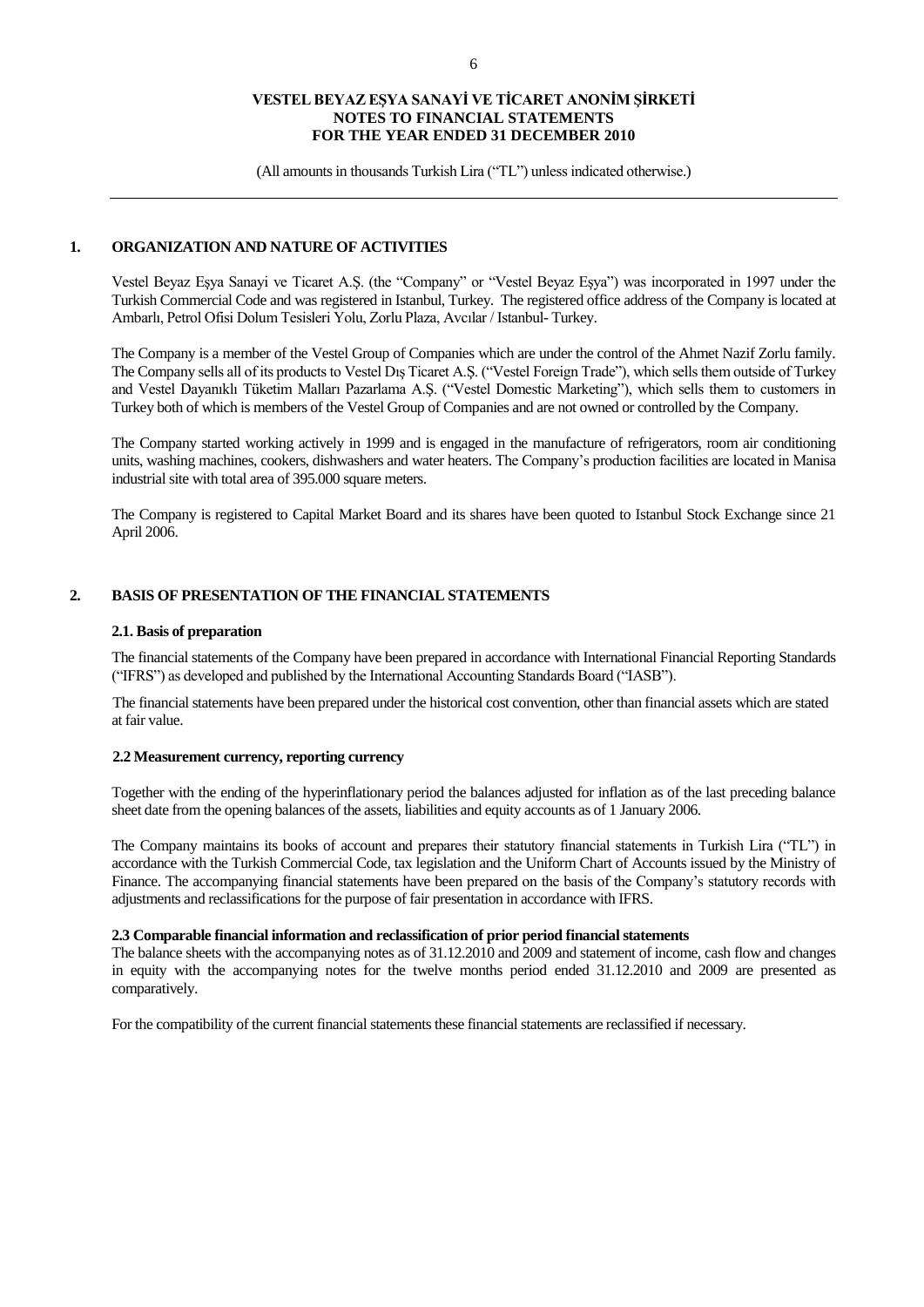## 1. ORGANIZATION AND NATURE OF ACTIVITIES

Vestel Beyaz Eşya Sanayi ve Ticaret A.Ş. (the "Company" or "Vestel Beyaz Eşya") was incorporated in 1997 under the Turkish Commercial Code and was registered in Istanbul, Turkey. The registered office address of the Company is located at Ambarlı, Petrol Ofisi Dolum Tesisleri Yolu, Zorlu Plaza, Avcılar / Istanbul- Turkey.

The Company is a member of the Vestel Group of Companies which are under the control of the Ahmet Nazif Zorlu family. The Company sells all of its products to Vestel Dış Ticaret A.Ş. ("Vestel Foreign Trade"), which sells them outside of Turkey and Vestel Dayanıklı Tüketim Malları Pazarlama A.Ş. ("Vestel Domestic Marketing"), which sells them to customers in Turkey both of which is members of the Vestel Group of Companies and are not owned or controlled by the Company.

The Company started working actively in 1999 and is engaged in the manufacture of refrigerators, room air conditioning units, washing machines, cookers, dishwashers and water heaters. The Company's production facilities are located in Manisa industrial site with total area of 395.000 square meters.

The Company is registered to Capital Market Board and its shares have been quoted to Istanbul Stock Exchange since 21 April 2006.

## 2. BASIS OF PRESENTATION OF THE FINANCIAL STATEMENTS

### 2.1. Basis of preparation

The financial statements of the Company have been prepared in accordance with International Financial Reporting Standards ("IFRS") as developed and published by the International Accounting Standards Board ("IASB").

The financial statements have been prepared under the historical cost convention, other than financial assets which are stated at fair value.

### 2.2 Measurement currency, reporting currency

Together with the ending of the hyperinflationary period the balances adjusted for inflation as of the last preceding balance sheet date from the opening balances of the assets, liabilities and equity accounts as of 1 January 2006.

The Company maintains its books of account and prepares their statutory financial statements in Turkish Lira ("TL") in accordance with the Turkish Commercial Code, tax legislation and the Uniform Chart of Accounts issued by the Ministry of Finance. The accompanying financial statements have been prepared on the basis of the Company's statutory records with adjustments and reclassifications for the purpose of fair presentation in accordance with IFRS.

### 2.3 Comparable financial information and reclassification of prior period financial statements

The balance sheets with the accompanying notes as of 31.12.2010 and 2009 and statement of income, cash flow and changes in equity with the accompanying notes for the twelve months period ended 31.12.2010 and 2009 are presented as comparatively.

For the compatibility of the current financial statements these financial statements are reclassified if necessary.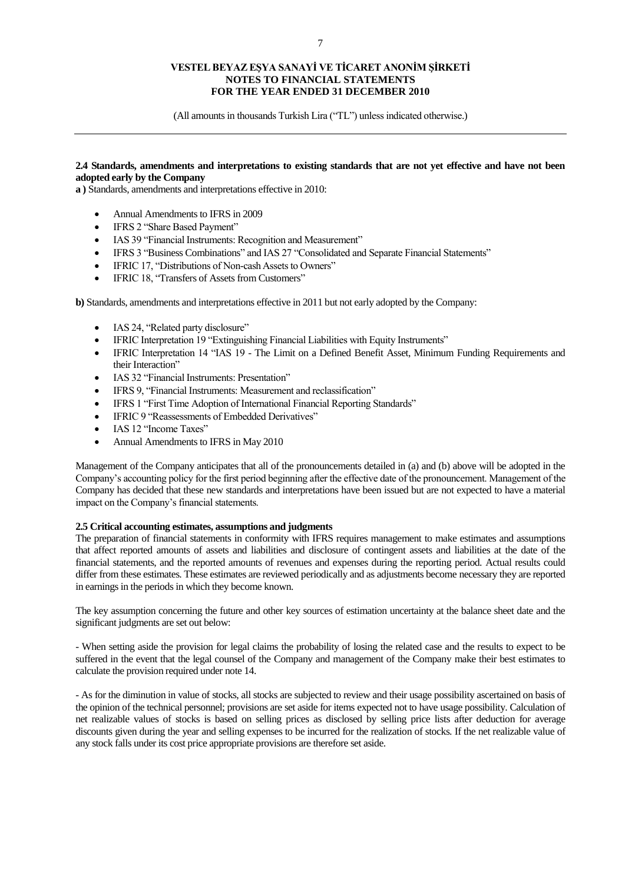#### 2.4 Standards, amendments and interpretations to existing standards that are not yet effective and have not been adopted early by the Company

**a )** Standards, amendments and interpretations effective in 2010:

- Annual Amendments to IFRS in 2009
- IFRS 2 "Share Based Payment"
- IAS 39 "Financial Instruments: Recognition and Measurement"
- IFRS 3 "Business Combinations" and IAS 27 "Consolidated and Separate Financial Statements"
- IFRIC 17, "Distributions of Non-cash Assets to Owners"
- IFRIC 18, "Transfers of Assets from Customers"

**b)** Standards, amendments and interpretations effective in 2011 but not early adopted by the Company:

- IAS 24, "Related party disclosure"
- IFRIC Interpretation 19 "Extinguishing Financial Liabilities with Equity Instruments"
- IFRIC Interpretation 14 "IAS 19 - The Limit on a Defined Benefit Asset, Minimum Funding Requirements and their Interaction"
- IAS 32 "Financial Instruments: Presentation"
- IFRS 9, "Financial Instruments: Measurement and reclassification"
- IFRS 1 "First Time Adoption of International Financial Reporting Standards"
- IFRIC 9 "Reassessments of Embedded Derivatives"
- IAS 12 "Income Taxes"
- Annual Amendments to IFRS in May 2010

Management of the Company anticipates that all of the pronouncements detailed in (a) and (b) above will be adopted in the Company's accounting policy for the first period beginning after the effective date of the pronouncement. Management of the Company has decided that these new standards and interpretations have been issued but are not expected to have a material impact on the Company's financial statements.

#### 2.5 Critical accounting estimates, assumptions and judgments

The preparation of financial statements in conformity with IFRS requires management to make estimates and assumptions that affect reported amounts of assets and liabilities and disclosure of contingent assets and liabilities at the date of the financial statements, and the reported amounts of revenues and expenses during the reporting period. Actual results could differ from these estimates. These estimates are reviewed periodically and as adjustments become necessary they are reported in earnings in the periods in which they become known.

The key assumption concerning the future and other key sources of estimation uncertainty at the balance sheet date and the significant judgments are set out below:

- When setting aside the provision for legal claims the probability of losing the related case and the results to expect to be suffered in the event that the legal counsel of the Company and management of the Company make their best estimates to calculate the provision required under note 14.

- As for the diminution in value of stocks, all stocks are subjected to review and their usage possibility ascertained on basis of the opinion of the technical personnel; provisions are set aside for items expected not to have usage possibility. Calculation of net realizable values of stocks is based on selling prices as disclosed by selling price lists after deduction for average discounts given during the year and selling expenses to be incurred for the realization of stocks. If the net realizable value of any stock falls under its cost price appropriate provisions are therefore set aside.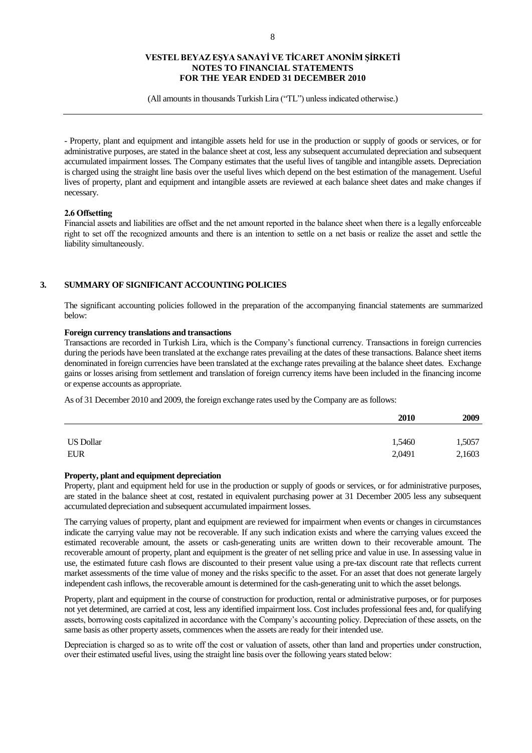- Property, plant and equipment and intangible assets held for use in the production or supply of goods or services, or for administrative purposes, are stated in the balance sheet at cost, less any subsequent accumulated depreciation and subsequent accumulated impairment losses. The Company estimates that the useful lives of tangible and intangible assets. Depreciation is charged using the straight line basis over the useful lives which depend on the best estimation of the management. Useful lives of property, plant and equipment and intangible assets are reviewed at each balance sheet dates and make changes if necessary.

**2.6 Offsetting**

Financial assets and liabilities are offset and the net amount reported in the balance sheet when there is a legally enforceable right to set off the recognized amounts and there is an intention to settle on a net basis or realize the asset and settle the liability simultaneously.

## 3. SUMMARY OF SIGNIFICANT ACCOUNTING POLICIES

The significant accounting policies followed in the preparation of the accompanying financial statements are summarized below:

**Foreign currency translations and transactions**

Transactions are recorded in Turkish Lira, which is the Company's functional currency. Transactions in foreign currencies during the periods have been translated at the exchange rates prevailing at the dates of these transactions. Balance sheet items denominated in foreign currencies have been translated at the exchange rates prevailing at the balance sheet dates. Exchange gains or losses arising from settlement and translation of foreign currency items have been included in the financing income or expense accounts as appropriate.

As of 31 December 2010 and 2009, the foreign exchange rates used by the Company are as follows:

| | 2010 | 2009 |
|---|---|---|
| US Dollar | 1,5460 | 1,5057 |
| EUR | 2,0491 | 2,1603 |

**Property, plant and equipment depreciation**

Property, plant and equipment held for use in the production or supply of goods or services, or for administrative purposes, are stated in the balance sheet at cost, restated in equivalent purchasing power at 31 December 2005 less any subsequent accumulated depreciation and subsequent accumulated impairment losses.

The carrying values of property, plant and equipment are reviewed for impairment when events or changes in circumstances indicate the carrying value may not be recoverable. If any such indication exists and where the carrying values exceed the estimated recoverable amount, the assets or cash-generating units are written down to their recoverable amount. The recoverable amount of property, plant and equipment is the greater of net selling price and value in use. In assessing value in use, the estimated future cash flows are discounted to their present value using a pre-tax discount rate that reflects current market assessments of the time value of money and the risks specific to the asset. For an asset that does not generate largely independent cash inflows, the recoverable amount is determined for the cash-generating unit to which the asset belongs.

Property, plant and equipment in the course of construction for production, rental or administrative purposes, or for purposes not yet determined, are carried at cost, less any identified impairment loss. Cost includes professional fees and, for qualifying assets, borrowing costs capitalized in accordance with the Company's accounting policy. Depreciation of these assets, on the same basis as other property assets, commences when the assets are ready for their intended use.

Depreciation is charged so as to write off the cost or valuation of assets, other than land and properties under construction, over their estimated useful lives, using the straight line basis over the following years stated below: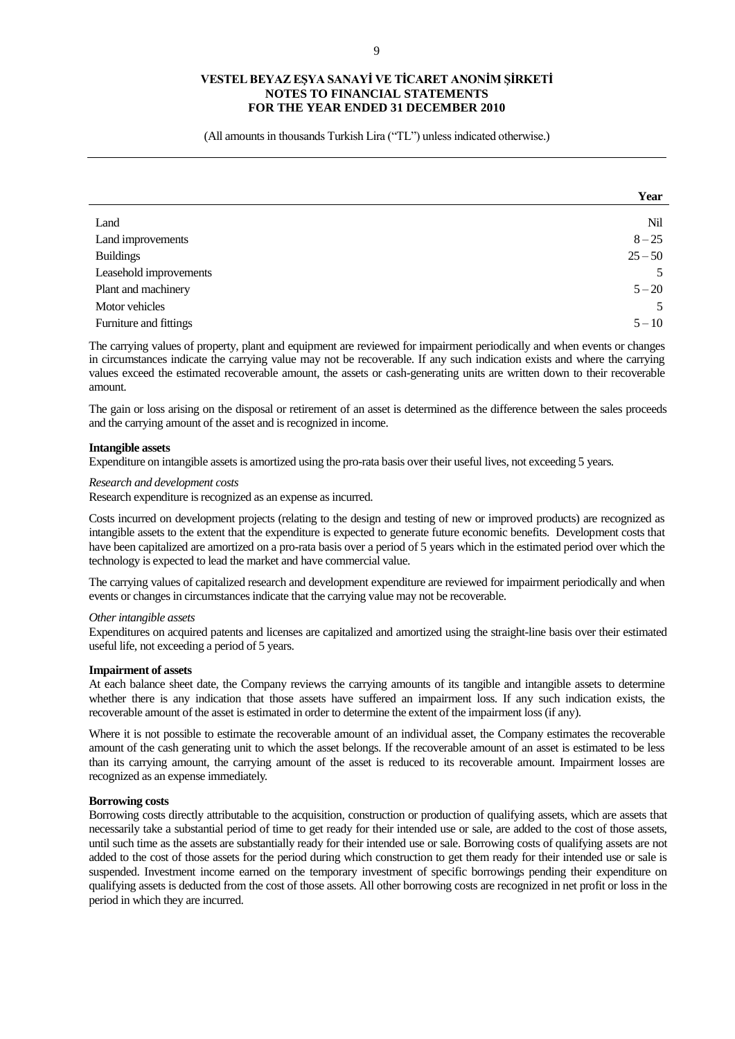(All amounts in thousands Turkish Lira ("TL") unless indicated otherwise.)

| | Year |
|---|---|
| Land | Nil |
| Land improvements | 8 – 25 |
| Buildings | 25 – 50 |
| Leasehold improvements | 5 |
| Plant and machinery | 5 – 20 |
| Motor vehicles | 5 |
| Furniture and fittings | 5 – 10 |

The carrying values of property, plant and equipment are reviewed for impairment periodically and when events or changes in circumstances indicate the carrying value may not be recoverable. If any such indication exists and where the carrying values exceed the estimated recoverable amount, the assets or cash-generating units are written down to their recoverable amount.

The gain or loss arising on the disposal or retirement of an asset is determined as the difference between the sales proceeds and the carrying amount of the asset and is recognized in income.

**Intangible assets**

Expenditure on intangible assets is amortized using the pro-rata basis over their useful lives, not exceeding 5 years.

*Research and development costs*

Research expenditure is recognized as an expense as incurred.

Costs incurred on development projects (relating to the design and testing of new or improved products) are recognized as intangible assets to the extent that the expenditure is expected to generate future economic benefits. Development costs that have been capitalized are amortized on a pro-rata basis over a period of 5 years which in the estimated period over which the technology is expected to lead the market and have commercial value.

The carrying values of capitalized research and development expenditure are reviewed for impairment periodically and when events or changes in circumstances indicate that the carrying value may not be recoverable.

*Other intangible assets*

Expenditures on acquired patents and licenses are capitalized and amortized using the straight-line basis over their estimated useful life, not exceeding a period of 5 years.

**Impairment of assets**

At each balance sheet date, the Company reviews the carrying amounts of its tangible and intangible assets to determine whether there is any indication that those assets have suffered an impairment loss. If any such indication exists, the recoverable amount of the asset is estimated in order to determine the extent of the impairment loss (if any).

Where it is not possible to estimate the recoverable amount of an individual asset, the Company estimates the recoverable amount of the cash generating unit to which the asset belongs. If the recoverable amount of an asset is estimated to be less than its carrying amount, the carrying amount of the asset is reduced to its recoverable amount. Impairment losses are recognized as an expense immediately.

**Borrowing costs**

Borrowing costs directly attributable to the acquisition, construction or production of qualifying assets, which are assets that necessarily take a substantial period of time to get ready for their intended use or sale, are added to the cost of those assets, until such time as the assets are substantially ready for their intended use or sale. Borrowing costs of qualifying assets are not added to the cost of those assets for the period during which construction to get them ready for their intended use or sale is suspended. Investment income earned on the temporary investment of specific borrowings pending their expenditure on qualifying assets is deducted from the cost of those assets. All other borrowing costs are recognized in net profit or loss in the period in which they are incurred.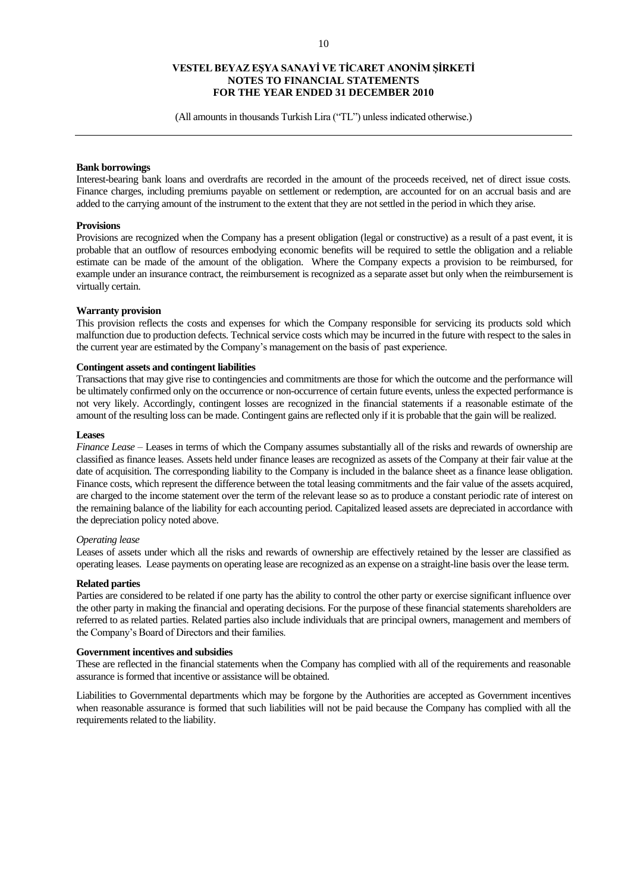**Bank borrowings**

Interest-bearing bank loans and overdrafts are recorded in the amount of the proceeds received, net of direct issue costs. Finance charges, including premiums payable on settlement or redemption, are accounted for on an accrual basis and are added to the carrying amount of the instrument to the extent that they are not settled in the period in which they arise.

**Provisions**

Provisions are recognized when the Company has a present obligation (legal or constructive) as a result of a past event, it is probable that an outflow of resources embodying economic benefits will be required to settle the obligation and a reliable estimate can be made of the amount of the obligation. Where the Company expects a provision to be reimbursed, for example under an insurance contract, the reimbursement is recognized as a separate asset but only when the reimbursement is virtually certain.

**Warranty provision**

This provision reflects the costs and expenses for which the Company responsible for servicing its products sold which malfunction due to production defects. Technical service costs which may be incurred in the future with respect to the sales in the current year are estimated by the Company's management on the basis of past experience.

**Contingent assets and contingent liabilities**

Transactions that may give rise to contingencies and commitments are those for which the outcome and the performance will be ultimately confirmed only on the occurrence or non-occurrence of certain future events, unless the expected performance is not very likely. Accordingly, contingent losses are recognized in the financial statements if a reasonable estimate of the amount of the resulting loss can be made. Contingent gains are reflected only if it is probable that the gain will be realized.

**Leases**

*Finance Lease* – Leases in terms of which the Company assumes substantially all of the risks and rewards of ownership are classified as finance leases. Assets held under finance leases are recognized as assets of the Company at their fair value at the date of acquisition. The corresponding liability to the Company is included in the balance sheet as a finance lease obligation. Finance costs, which represent the difference between the total leasing commitments and the fair value of the assets acquired, are charged to the income statement over the term of the relevant lease so as to produce a constant periodic rate of interest on the remaining balance of the liability for each accounting period. Capitalized leased assets are depreciated in accordance with the depreciation policy noted above.

*Operating lease*

Leases of assets under which all the risks and rewards of ownership are effectively retained by the lesser are classified as operating leases. Lease payments on operating lease are recognized as an expense on a straight-line basis over the lease term.

**Related parties**

Parties are considered to be related if one party has the ability to control the other party or exercise significant influence over the other party in making the financial and operating decisions. For the purpose of these financial statements shareholders are referred to as related parties. Related parties also include individuals that are principal owners, management and members of the Company's Board of Directors and their families.

**Government incentives and subsidies**

These are reflected in the financial statements when the Company has complied with all of the requirements and reasonable assurance is formed that incentive or assistance will be obtained.

Liabilities to Governmental departments which may be forgone by the Authorities are accepted as Government incentives when reasonable assurance is formed that such liabilities will not be paid because the Company has complied with all the requirements related to the liability.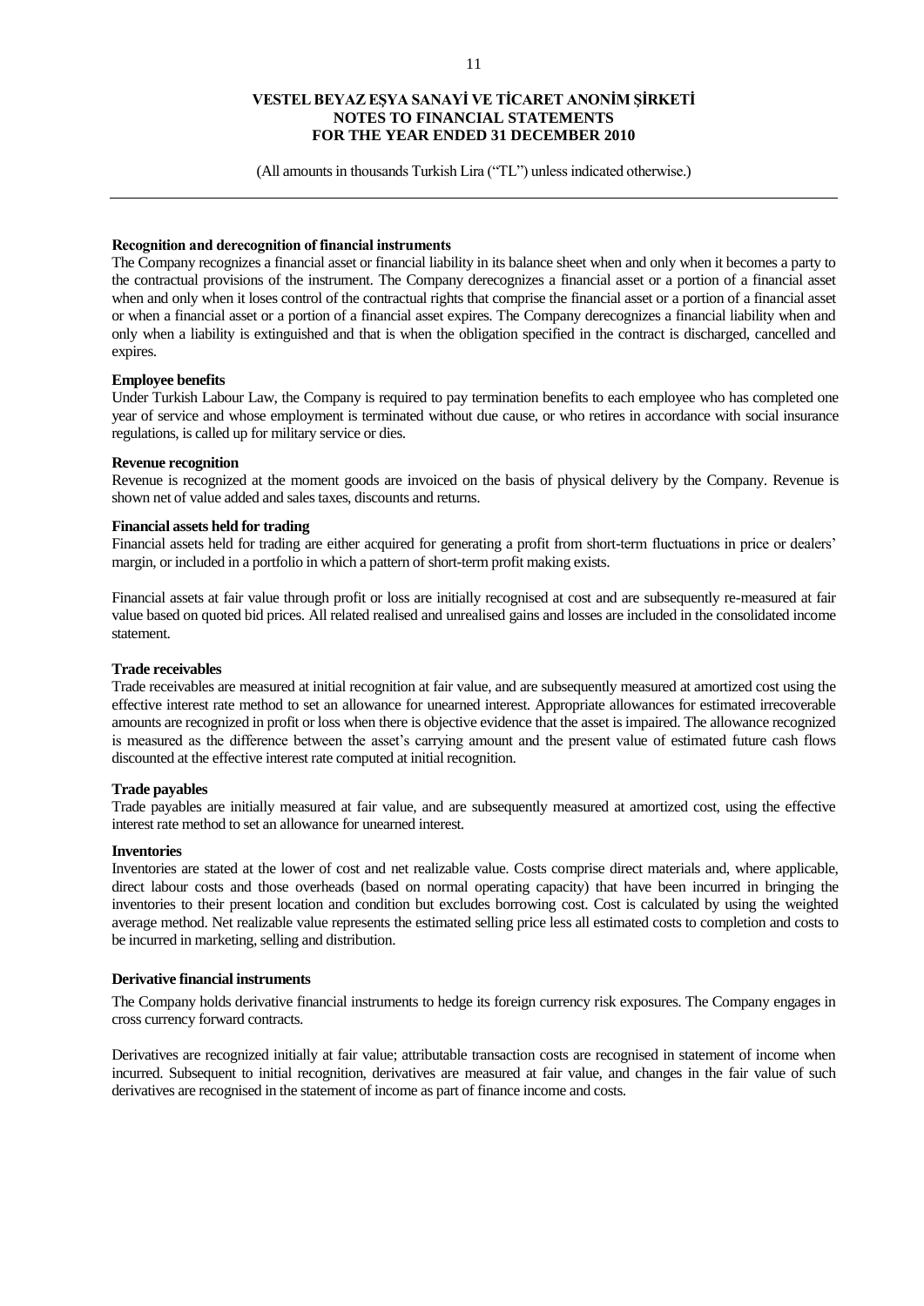**Recognition and derecognition of financial instruments**

The Company recognizes a financial asset or financial liability in its balance sheet when and only when it becomes a party to the contractual provisions of the instrument. The Company derecognizes a financial asset or a portion of a financial asset when and only when it loses control of the contractual rights that comprise the financial asset or a portion of a financial asset or when a financial asset or a portion of a financial asset expires. The Company derecognizes a financial liability when and only when a liability is extinguished and that is when the obligation specified in the contract is discharged, cancelled and expires.

**Employee benefits**

Under Turkish Labour Law, the Company is required to pay termination benefits to each employee who has completed one year of service and whose employment is terminated without due cause, or who retires in accordance with social insurance regulations, is called up for military service or dies.

**Revenue recognition**

Revenue is recognized at the moment goods are invoiced on the basis of physical delivery by the Company. Revenue is shown net of value added and sales taxes, discounts and returns.

**Financial assets held for trading**

Financial assets held for trading are either acquired for generating a profit from short-term fluctuations in price or dealers' margin, or included in a portfolio in which a pattern of short-term profit making exists.

Financial assets at fair value through profit or loss are initially recognised at cost and are subsequently re-measured at fair value based on quoted bid prices. All related realised and unrealised gains and losses are included in the consolidated income statement.

**Trade receivables**

Trade receivables are measured at initial recognition at fair value, and are subsequently measured at amortized cost using the effective interest rate method to set an allowance for unearned interest. Appropriate allowances for estimated irrecoverable amounts are recognized in profit or loss when there is objective evidence that the asset is impaired. The allowance recognized is measured as the difference between the asset's carrying amount and the present value of estimated future cash flows discounted at the effective interest rate computed at initial recognition.

**Trade payables**

Trade payables are initially measured at fair value, and are subsequently measured at amortized cost, using the effective interest rate method to set an allowance for unearned interest.

**Inventories**

Inventories are stated at the lower of cost and net realizable value. Costs comprise direct materials and, where applicable, direct labour costs and those overheads (based on normal operating capacity) that have been incurred in bringing the inventories to their present location and condition but excludes borrowing cost. Cost is calculated by using the weighted average method. Net realizable value represents the estimated selling price less all estimated costs to completion and costs to be incurred in marketing, selling and distribution.

**Derivative financial instruments**

The Company holds derivative financial instruments to hedge its foreign currency risk exposures. The Company engages in cross currency forward contracts.

Derivatives are recognized initially at fair value; attributable transaction costs are recognised in statement of income when incurred. Subsequent to initial recognition, derivatives are measured at fair value, and changes in the fair value of such derivatives are recognised in the statement of income as part of finance income and costs.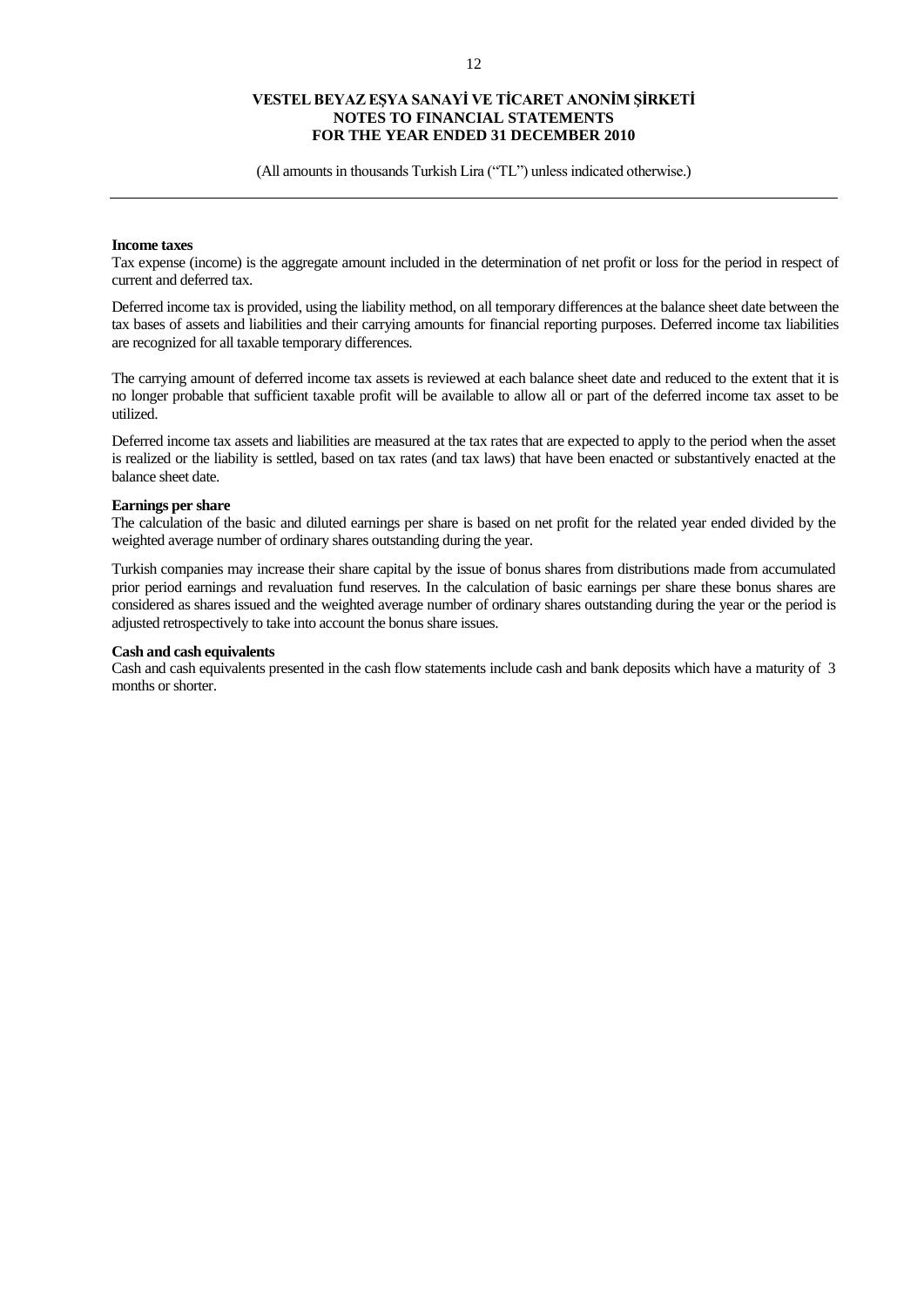**Income taxes**

Tax expense (income) is the aggregate amount included in the determination of net profit or loss for the period in respect of current and deferred tax.

Deferred income tax is provided, using the liability method, on all temporary differences at the balance sheet date between the tax bases of assets and liabilities and their carrying amounts for financial reporting purposes. Deferred income tax liabilities are recognized for all taxable temporary differences.

The carrying amount of deferred income tax assets is reviewed at each balance sheet date and reduced to the extent that it is no longer probable that sufficient taxable profit will be available to allow all or part of the deferred income tax asset to be utilized.

Deferred income tax assets and liabilities are measured at the tax rates that are expected to apply to the period when the asset is realized or the liability is settled, based on tax rates (and tax laws) that have been enacted or substantively enacted at the balance sheet date.

**Earnings per share**

The calculation of the basic and diluted earnings per share is based on net profit for the related year ended divided by the weighted average number of ordinary shares outstanding during the year.

Turkish companies may increase their share capital by the issue of bonus shares from distributions made from accumulated prior period earnings and revaluation fund reserves. In the calculation of basic earnings per share these bonus shares are considered as shares issued and the weighted average number of ordinary shares outstanding during the year or the period is adjusted retrospectively to take into account the bonus share issues.

**Cash and cash equivalents**

Cash and cash equivalents presented in the cash flow statements include cash and bank deposits which have a maturity of 3 months or shorter.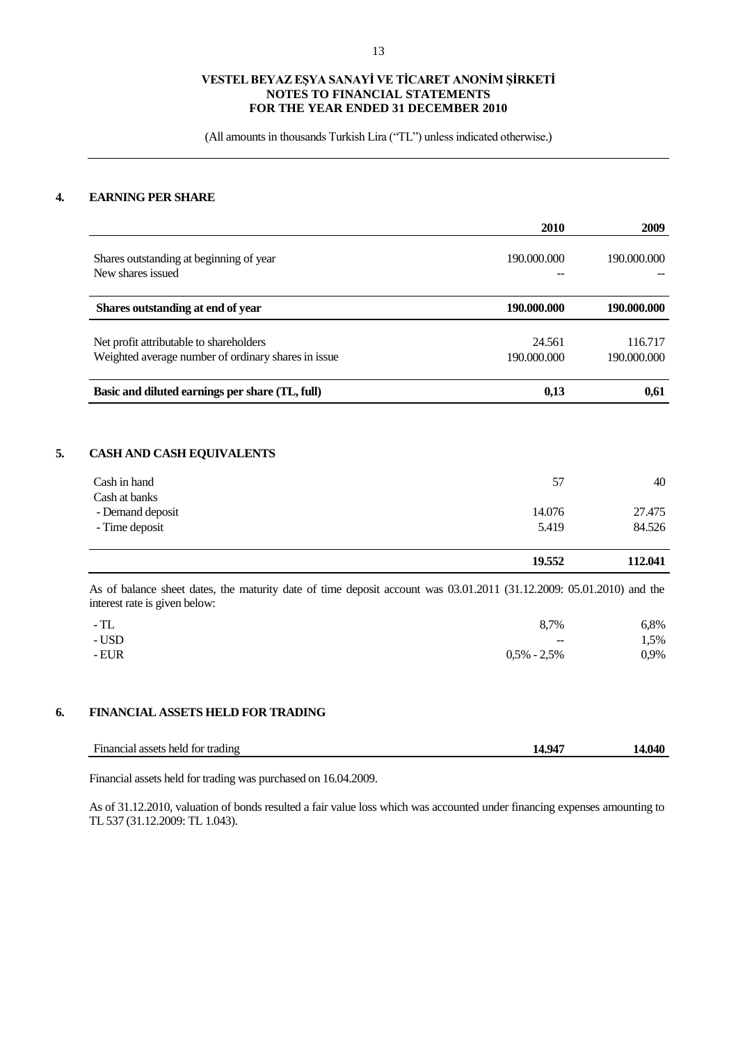**VESTEL BEYAZ EŞYA SANAYİ VE TİCARET ANONİM ŞİRKETİ**
**NOTES TO FINANCIAL STATEMENTS**
**FOR THE YEAR ENDED 31 DECEMBER 2010**

(All amounts in thousands Turkish Lira ("TL") unless indicated otherwise.)

## 4. EARNING PER SHARE

| | 2010 | 2009 |
|---|---|---|
| Shares outstanding at beginning of year | 190.000.000 | 190.000.000 |
| New shares issued | -- | -- |
| **Shares outstanding at end of year** | **190.000.000** | **190.000.000** |
| Net profit attributable to shareholders | 24.561 | 116.717 |
| Weighted average number of ordinary shares in issue | 190.000.000 | 190.000.000 |
| **Basic and diluted earnings per share (TL, full)** | **0,13** | **0,61** |

## 5. CASH AND CASH EQUIVALENTS

| | 2010 | 2009 |
|---|---|---|
| Cash in hand | 57 | 40 |
| Cash at banks | | |
| - Demand deposit | 14.076 | 27.475 |
| - Time deposit | 5.419 | 84.526 |
| | **19.552** | **112.041** |

As of balance sheet dates, the maturity date of time deposit account was 03.01.2011 (31.12.2009: 05.01.2010) and the interest rate is given below:

| | 2010 | 2009 |
|---|---|---|
| - TL | 8,7% | 6,8% |
| - USD | -- | 1,5% |
| - EUR | 0,5% - 2,5% | 0,9% |

## 6. FINANCIAL ASSETS HELD FOR TRADING

| | 2010 | 2009 |
|---|---|---|
| Financial assets held for trading | **14.947** | **14.040** |

Financial assets held for trading was purchased on 16.04.2009.

As of 31.12.2010, valuation of bonds resulted a fair value loss which was accounted under financing expenses amounting to TL 537 (31.12.2009: TL 1.043).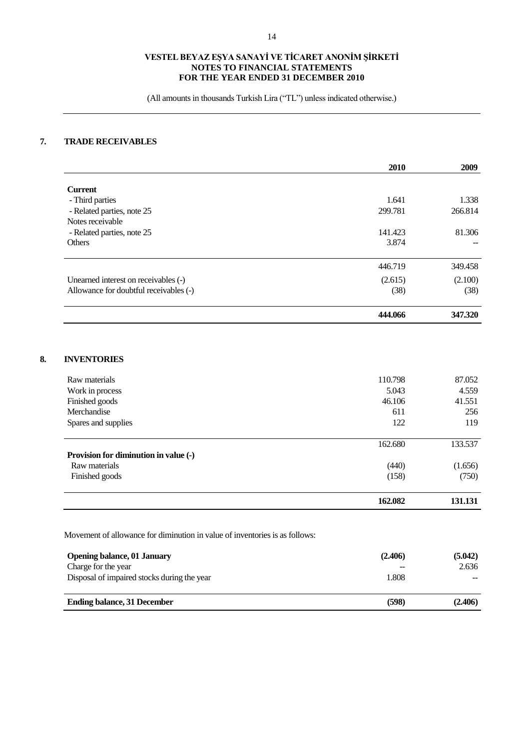# VESTEL BEYAZ EŞYA SANAYİ VE TİCARET ANONİM ŞİRKETİ
## NOTES TO FINANCIAL STATEMENTS
## FOR THE YEAR ENDED 31 DECEMBER 2010

(All amounts in thousands Turkish Lira ("TL") unless indicated otherwise.)

## 7. TRADE RECEIVABLES

| | 2010 | 2009 |
|---|---|---|
| **Current** | | |
| - Third parties | 1.641 | 1.338 |
| - Related parties, note 25 | 299.781 | 266.814 |
| Notes receivable | | |
| - Related parties, note 25 | 141.423 | 81.306 |
| Others | 3.874 | -- |
| | 446.719 | 349.458 |
| Unearned interest on receivables (-) | (2.615) | (2.100) |
| Allowance for doubtful receivables (-) | (38) | (38) |
| | **444.066** | **347.320** |

## 8. INVENTORIES

| | 2010 | 2009 |
|---|---|---|
| Raw materials | 110.798 | 87.052 |
| Work in process | 5.043 | 4.559 |
| Finished goods | 46.106 | 41.551 |
| Merchandise | 611 | 256 |
| Spares and supplies | 122 | 119 |
| | 162.680 | 133.537 |
| **Provision for diminution in value (-)** | | |
| Raw materials | (440) | (1.656) |
| Finished goods | (158) | (750) |
| | **162.082** | **131.131** |

Movement of allowance for diminution in value of inventories is as follows:

| | 2010 | 2009 |
|---|---|---|
| **Opening balance, 01 January** | **(2.406)** | **(5.042)** |
| Charge for the year | -- | 2.636 |
| Disposal of impaired stocks during the year | 1.808 | -- |
| **Ending balance, 31 December** | **(598)** | **(2.406)** |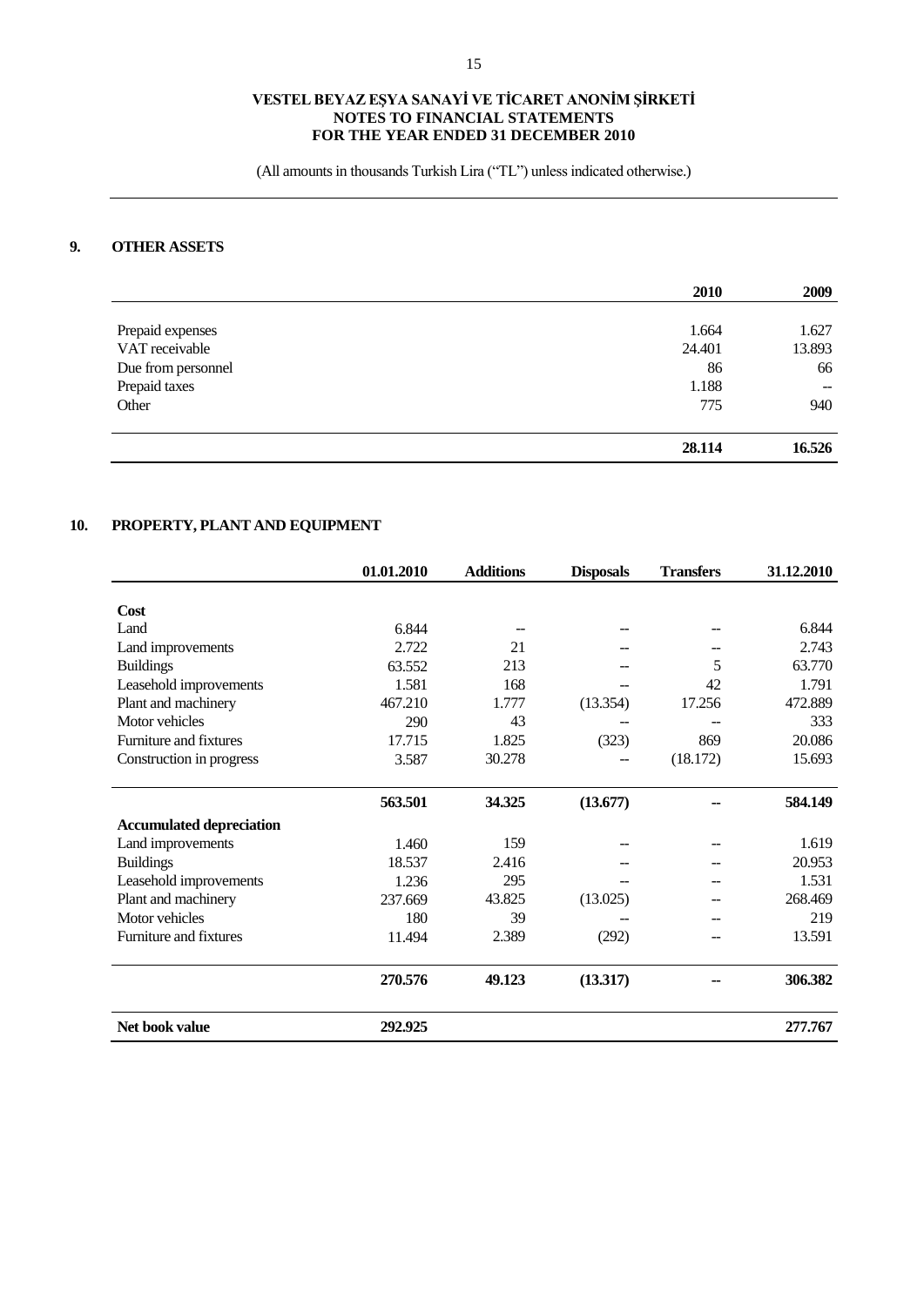**VESTEL BEYAZ EŞYA SANAYİ VE TİCARET ANONİM ŞİRKETİ**
**NOTES TO FINANCIAL STATEMENTS**
**FOR THE YEAR ENDED 31 DECEMBER 2010**

(All amounts in thousands Turkish Lira ("TL") unless indicated otherwise.)

## 9. OTHER ASSETS

| | 2010 | 2009 |
|---|---|---|
| Prepaid expenses | 1.664 | 1.627 |
| VAT receivable | 24.401 | 13.893 |
| Due from personnel | 86 | 66 |
| Prepaid taxes | 1.188 | -- |
| Other | 775 | 940 |
| | **28.114** | **16.526** |

## 10. PROPERTY, PLANT AND EQUIPMENT

| | 01.01.2010 | Additions | Disposals | Transfers | 31.12.2010 |
|---|---|---|---|---|---|
| **Cost** | | | | | |
| Land | 6.844 | -- | -- | -- | 6.844 |
| Land improvements | 2.722 | 21 | -- | -- | 2.743 |
| Buildings | 63.552 | 213 | -- | 5 | 63.770 |
| Leasehold improvements | 1.581 | 168 | -- | 42 | 1.791 |
| Plant and machinery | 467.210 | 1.777 | (13.354) | 17.256 | 472.889 |
| Motor vehicles | 290 | 43 | -- | -- | 333 |
| Furniture and fixtures | 17.715 | 1.825 | (323) | 869 | 20.086 |
| Construction in progress | 3.587 | 30.278 | -- | (18.172) | 15.693 |
| | **563.501** | **34.325** | **(13.677)** | **--** | **584.149** |
| **Accumulated depreciation** | | | | | |
| Land improvements | 1.460 | 159 | -- | -- | 1.619 |
| Buildings | 18.537 | 2.416 | -- | -- | 20.953 |
| Leasehold improvements | 1.236 | 295 | -- | -- | 1.531 |
| Plant and machinery | 237.669 | 43.825 | (13.025) | -- | 268.469 |
| Motor vehicles | 180 | 39 | -- | -- | 219 |
| Furniture and fixtures | 11.494 | 2.389 | (292) | -- | 13.591 |
| | **270.576** | **49.123** | **(13.317)** | **--** | **306.382** |
| **Net book value** | **292.925** | | | | **277.767** |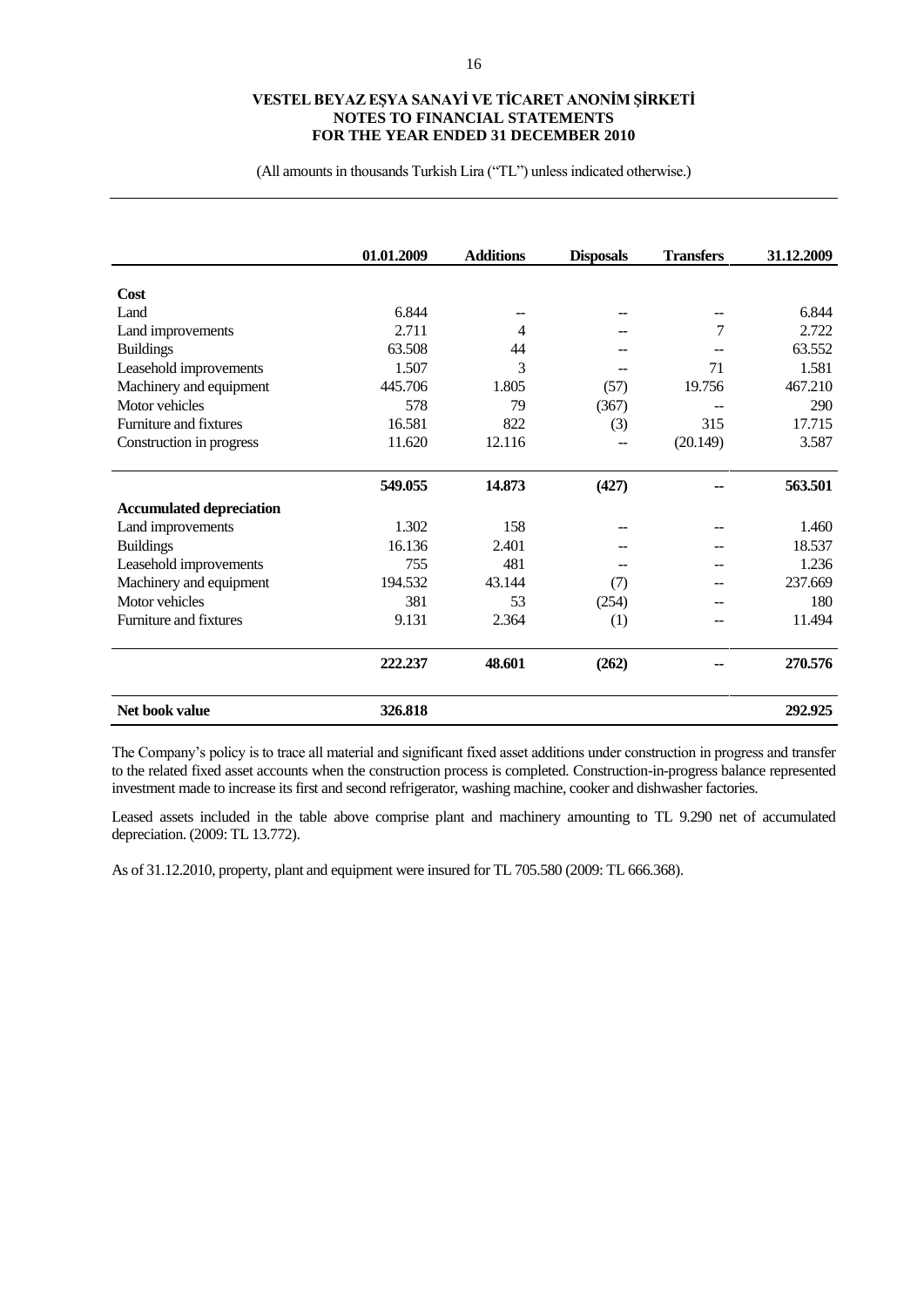(All amounts in thousands Turkish Lira ("TL") unless indicated otherwise.)

| | 01.01.2009 | Additions | Disposals | Transfers | 31.12.2009 |
|---|---|---|---|---|---|
| **Cost** | | | | | |
| Land | 6.844 | -- | -- | -- | 6.844 |
| Land improvements | 2.711 | 4 | -- | 7 | 2.722 |
| Buildings | 63.508 | 44 | -- | -- | 63.552 |
| Leasehold improvements | 1.507 | 3 | -- | 71 | 1.581 |
| Machinery and equipment | 445.706 | 1.805 | (57) | 19.756 | 467.210 |
| Motor vehicles | 578 | 79 | (367) | -- | 290 |
| Furniture and fixtures | 16.581 | 822 | (3) | 315 | 17.715 |
| Construction in progress | 11.620 | 12.116 | -- | (20.149) | 3.587 |
| | **549.055** | **14.873** | **(427)** | **--** | **563.501** |
| **Accumulated depreciation** | | | | | |
| Land improvements | 1.302 | 158 | -- | -- | 1.460 |
| Buildings | 16.136 | 2.401 | -- | -- | 18.537 |
| Leasehold improvements | 755 | 481 | -- | -- | 1.236 |
| Machinery and equipment | 194.532 | 43.144 | (7) | -- | 237.669 |
| Motor vehicles | 381 | 53 | (254) | -- | 180 |
| Furniture and fixtures | 9.131 | 2.364 | (1) | -- | 11.494 |
| | **222.237** | **48.601** | **(262)** | **--** | **270.576** |
| **Net book value** | **326.818** | | | | **292.925** |

The Company's policy is to trace all material and significant fixed asset additions under construction in progress and transfer to the related fixed asset accounts when the construction process is completed. Construction-in-progress balance represented investment made to increase its first and second refrigerator, washing machine, cooker and dishwasher factories.

Leased assets included in the table above comprise plant and machinery amounting to TL 9.290 net of accumulated depreciation. (2009: TL 13.772).

As of 31.12.2010, property, plant and equipment were insured for TL 705.580 (2009: TL 666.368).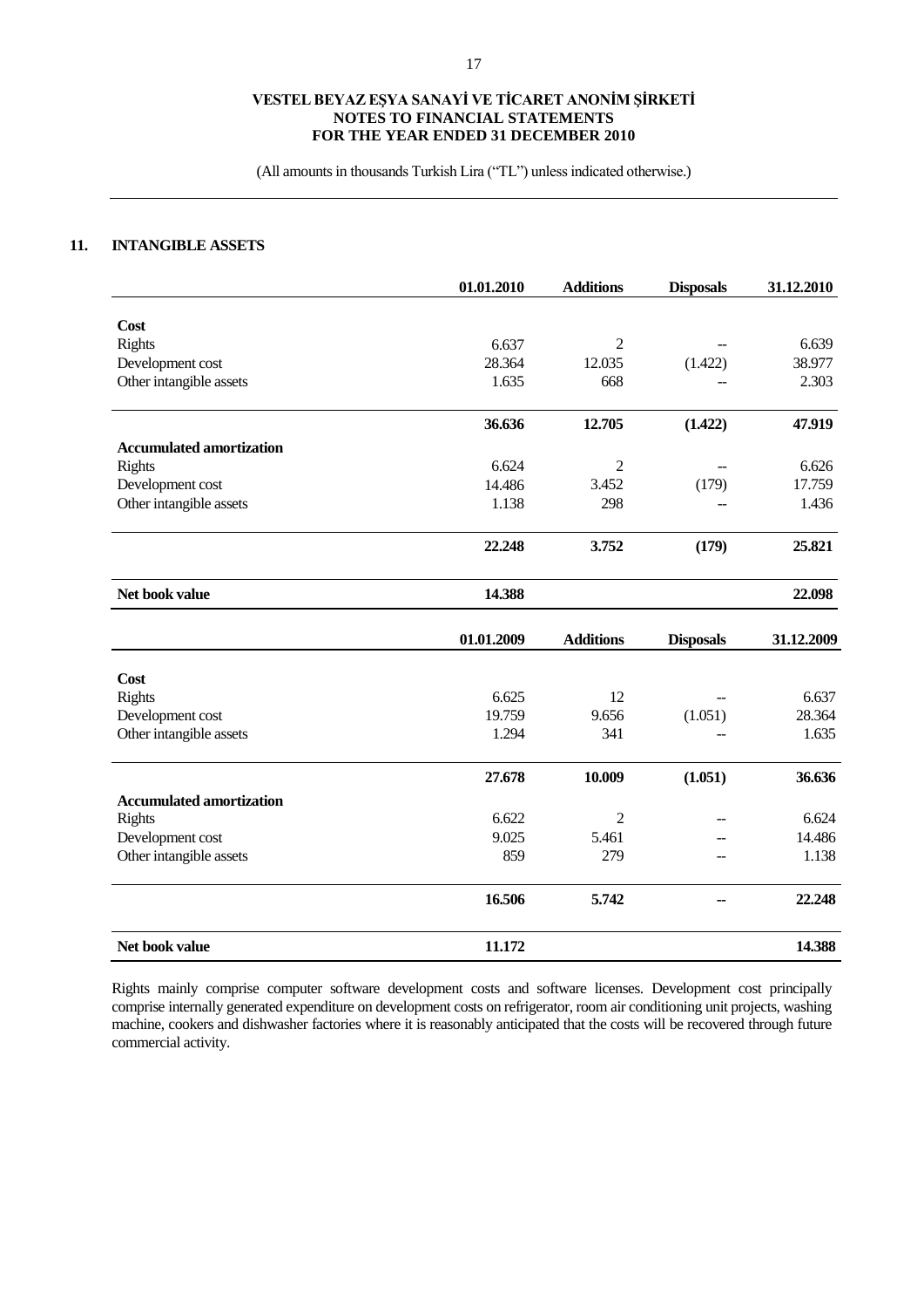(All amounts in thousands Turkish Lira ("TL") unless indicated otherwise.)

## 11. INTANGIBLE ASSETS

| | 01.01.2010 | Additions | Disposals | 31.12.2010 |
|---|---|---|---|---|
| **Cost** | | | | |
| Rights | 6.637 | 2 | -- | 6.639 |
| Development cost | 28.364 | 12.035 | (1.422) | 38.977 |
| Other intangible assets | 1.635 | 668 | -- | 2.303 |
| | **36.636** | **12.705** | **(1.422)** | **47.919** |
| **Accumulated amortization** | | | | |
| Rights | 6.624 | 2 | -- | 6.626 |
| Development cost | 14.486 | 3.452 | (179) | 17.759 |
| Other intangible assets | 1.138 | 298 | -- | 1.436 |
| | **22.248** | **3.752** | **(179)** | **25.821** |
| **Net book value** | **14.388** | | | **22.098** |

| | 01.01.2009 | Additions | Disposals | 31.12.2009 |
|---|---|---|---|---|
| **Cost** | | | | |
| Rights | 6.625 | 12 | -- | 6.637 |
| Development cost | 19.759 | 9.656 | (1.051) | 28.364 |
| Other intangible assets | 1.294 | 341 | -- | 1.635 |
| | **27.678** | **10.009** | **(1.051)** | **36.636** |
| **Accumulated amortization** | | | | |
| Rights | 6.622 | 2 | -- | 6.624 |
| Development cost | 9.025 | 5.461 | -- | 14.486 |
| Other intangible assets | 859 | 279 | -- | 1.138 |
| | **16.506** | **5.742** | **--** | **22.248** |
| **Net book value** | **11.172** | | | **14.388** |

Rights mainly comprise computer software development costs and software licenses. Development cost principally comprise internally generated expenditure on development costs on refrigerator, room air conditioning unit projects, washing machine, cookers and dishwasher factories where it is reasonably anticipated that the costs will be recovered through future commercial activity.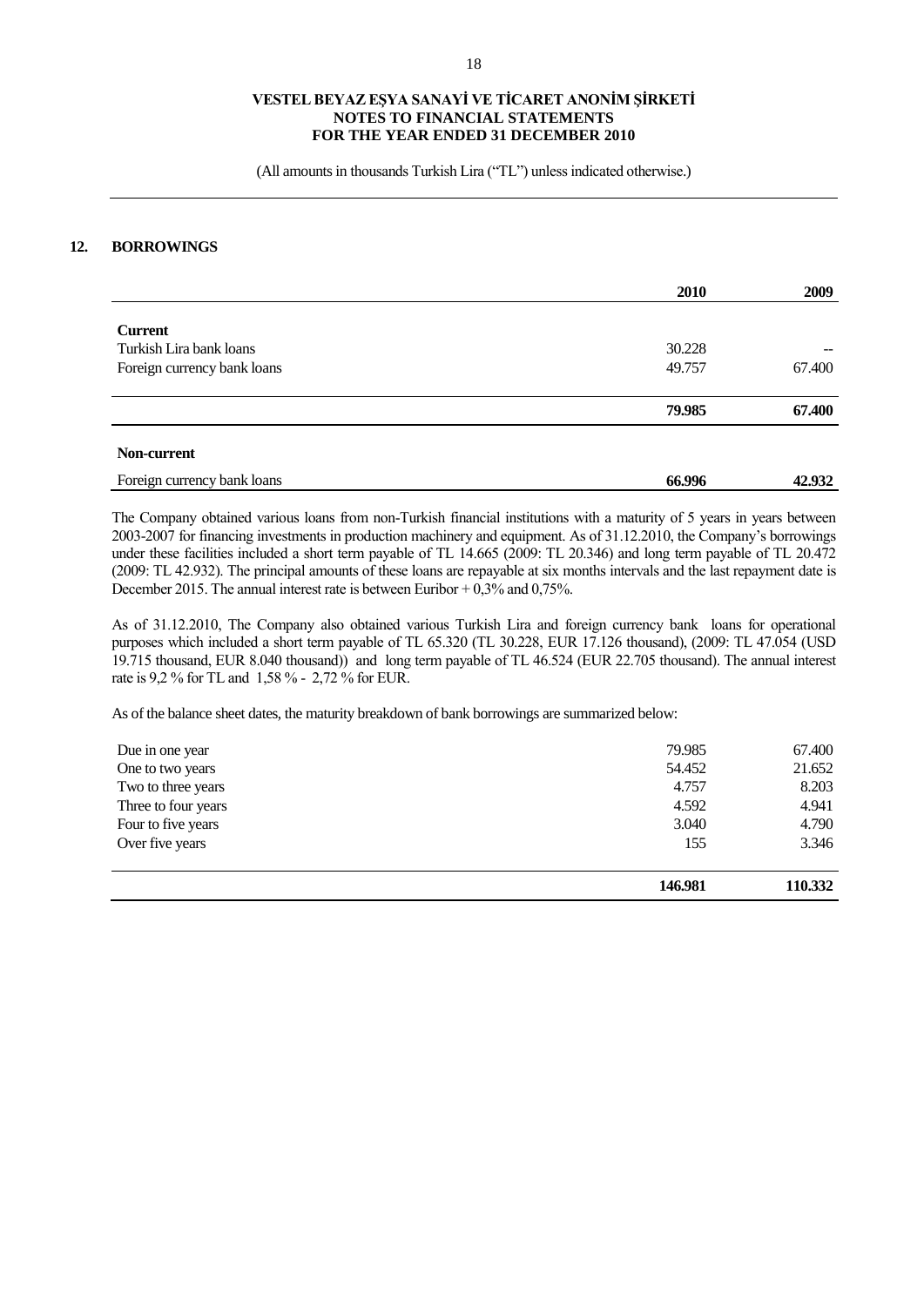## 12. BORROWINGS

| | 2010 | 2009 |
|---|---|---|
| **Current** | | |
| Turkish Lira bank loans | 30.228 | -- |
| Foreign currency bank loans | 49.757 | 67.400 |
| | **79.985** | **67.400** |
| **Non-current** | | |
| Foreign currency bank loans | **66.996** | **42.932** |

The Company obtained various loans from non-Turkish financial institutions with a maturity of 5 years in years between 2003-2007 for financing investments in production machinery and equipment. As of 31.12.2010, the Company's borrowings under these facilities included a short term payable of TL 14.665 (2009: TL 20.346) and long term payable of TL 20.472 (2009: TL 42.932). The principal amounts of these loans are repayable at six months intervals and the last repayment date is December 2015. The annual interest rate is between Euribor + 0,3% and 0,75%.

As of 31.12.2010, The Company also obtained various Turkish Lira and foreign currency bank loans for operational purposes which included a short term payable of TL 65.320 (TL 30.228, EUR 17.126 thousand), (2009: TL 47.054 (USD 19.715 thousand, EUR 8.040 thousand)) and long term payable of TL 46.524 (EUR 22.705 thousand). The annual interest rate is 9,2 % for TL and 1,58 % - 2,72 % for EUR.

As of the balance sheet dates, the maturity breakdown of bank borrowings are summarized below:

| | 2010 | 2009 |
|---|---|---|
| Due in one year | 79.985 | 67.400 |
| One to two years | 54.452 | 21.652 |
| Two to three years | 4.757 | 8.203 |
| Three to four years | 4.592 | 4.941 |
| Four to five years | 3.040 | 4.790 |
| Over five years | 155 | 3.346 |
| | **146.981** | **110.332** |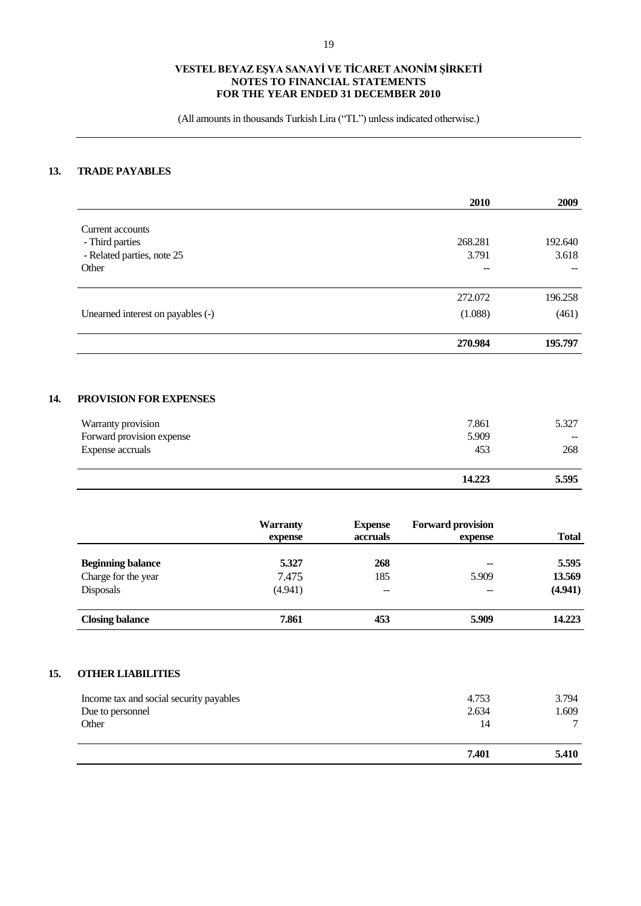## 13. TRADE PAYABLES

| | 2010 | 2009 |
|---|---|---|
| Current accounts | | |
| - Third parties | 268.281 | 192.640 |
| - Related parties, note 25 | 3.791 | 3.618 |
| Other | -- | -- |
| | 272.072 | 196.258 |
| Unearned interest on payables (-) | (1.088) | (461) |
| | **270.984** | **195.797** |

## 14. PROVISION FOR EXPENSES

| | | |
|---|---|---|
| Warranty provision | 7.861 | 5.327 |
| Forward provision expense | 5.909 | -- |
| Expense accruals | 453 | 268 |
| | **14.223** | **5.595** |

| | Warranty expense | Expense accruals | Forward provision expense | Total |
|---|---|---|---|---|
| **Beginning balance** | **5.327** | **268** | **--** | **5.595** |
| Charge for the year | 7.475 | 185 | 5.909 | **13.569** |
| Disposals | (4.941) | -- | **--** | **(4.941)** |
| **Closing balance** | **7.861** | **453** | **5.909** | **14.223** |

## 15. OTHER LIABILITIES

| | | |
|---|---|---|
| Income tax and social security payables | 4.753 | 3.794 |
| Due to personnel | 2.634 | 1.609 |
| Other | 14 | 7 |
| | **7.401** | **5.410** |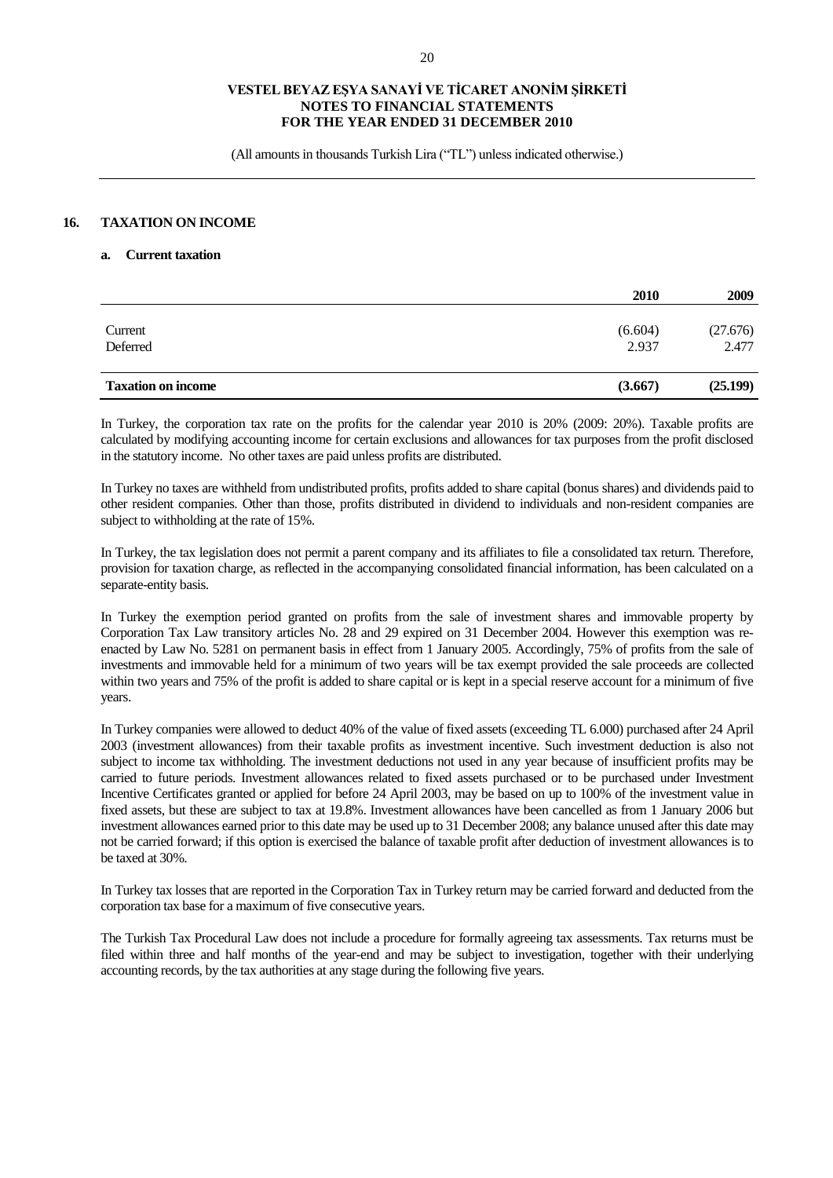## 16. TAXATION ON INCOME

### a. Current taxation

| | 2010 | 2009 |
|---|---|---|
| Current | (6.604) | (27.676) |
| Deferred | 2.937 | 2.477 |
| **Taxation on income** | **(3.667)** | **(25.199)** |

In Turkey, the corporation tax rate on the profits for the calendar year 2010 is 20% (2009: 20%). Taxable profits are calculated by modifying accounting income for certain exclusions and allowances for tax purposes from the profit disclosed in the statutory income. No other taxes are paid unless profits are distributed.

In Turkey no taxes are withheld from undistributed profits, profits added to share capital (bonus shares) and dividends paid to other resident companies. Other than those, profits distributed in dividend to individuals and non-resident companies are subject to withholding at the rate of 15%.

In Turkey, the tax legislation does not permit a parent company and its affiliates to file a consolidated tax return. Therefore, provision for taxation charge, as reflected in the accompanying consolidated financial information, has been calculated on a separate-entity basis.

In Turkey the exemption period granted on profits from the sale of investment shares and immovable property by Corporation Tax Law transitory articles No. 28 and 29 expired on 31 December 2004. However this exemption was re-enacted by Law No. 5281 on permanent basis in effect from 1 January 2005. Accordingly, 75% of profits from the sale of investments and immovable held for a minimum of two years will be tax exempt provided the sale proceeds are collected within two years and 75% of the profit is added to share capital or is kept in a special reserve account for a minimum of five years.

In Turkey companies were allowed to deduct 40% of the value of fixed assets (exceeding TL 6.000) purchased after 24 April 2003 (investment allowances) from their taxable profits as investment incentive. Such investment deduction is also not subject to income tax withholding. The investment deductions not used in any year because of insufficient profits may be carried to future periods. Investment allowances related to fixed assets purchased or to be purchased under Investment Incentive Certificates granted or applied for before 24 April 2003, may be based on up to 100% of the investment value in fixed assets, but these are subject to tax at 19.8%. Investment allowances have been cancelled as from 1 January 2006 but investment allowances earned prior to this date may be used up to 31 December 2008; any balance unused after this date may not be carried forward; if this option is exercised the balance of taxable profit after deduction of investment allowances is to be taxed at 30%.

In Turkey tax losses that are reported in the Corporation Tax in Turkey return may be carried forward and deducted from the corporation tax base for a maximum of five consecutive years.

The Turkish Tax Procedural Law does not include a procedure for formally agreeing tax assessments. Tax returns must be filed within three and half months of the year-end and may be subject to investigation, together with their underlying accounting records, by the tax authorities at any stage during the following five years.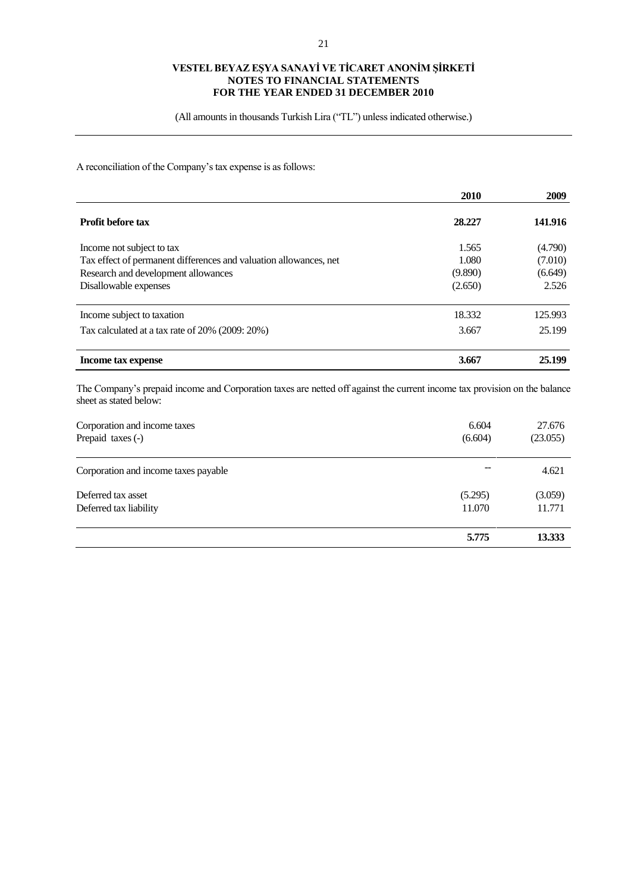A reconciliation of the Company's tax expense is as follows:

| | 2010 | 2009 |
|---|---|---|
| **Profit before tax** | **28.227** | **141.916** |
| Income not subject to tax | 1.565 | (4.790) |
| Tax effect of permanent differences and valuation allowances, net | 1.080 | (7.010) |
| Research and development allowances | (9.890) | (6.649) |
| Disallowable expenses | (2.650) | 2.526 |
| Income subject to taxation | 18.332 | 125.993 |
| Tax calculated at a tax rate of 20% (2009: 20%) | 3.667 | 25.199 |
| **Income tax expense** | **3.667** | **25.199** |

The Company's prepaid income and Corporation taxes are netted off against the current income tax provision on the balance sheet as stated below:

| | | |
|---|---|---|
| Corporation and income taxes | 6.604 | 27.676 |
| Prepaid taxes (-) | (6.604) | (23.055) |
| Corporation and income taxes payable | -- | 4.621 |
| Deferred tax asset | (5.295) | (3.059) |
| Deferred tax liability | 11.070 | 11.771 |
| | **5.775** | **13.333** |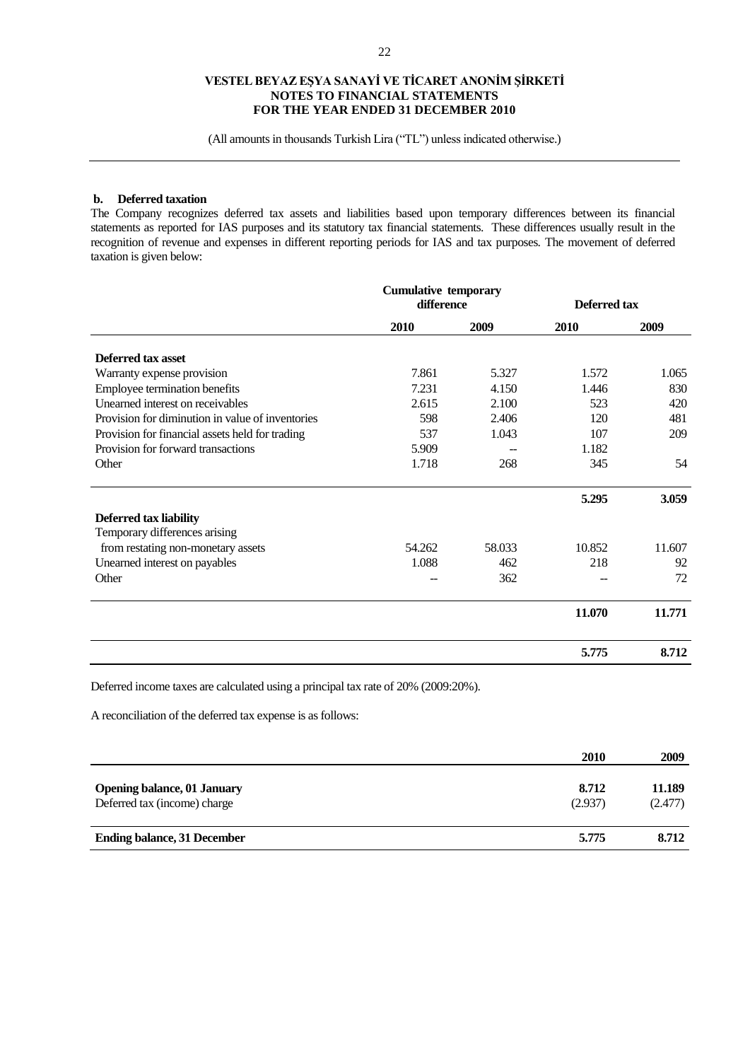**b. Deferred taxation**

The Company recognizes deferred tax assets and liabilities based upon temporary differences between its financial statements as reported for IAS purposes and its statutory tax financial statements. These differences usually result in the recognition of revenue and expenses in different reporting periods for IAS and tax purposes. The movement of deferred taxation is given below:

| | Cumulative temporary difference | | Deferred tax | |
|---|---|---|---|---|
| | **2010** | **2009** | **2010** | **2009** |
| **Deferred tax asset** | | | | |
| Warranty expense provision | 7.861 | 5.327 | 1.572 | 1.065 |
| Employee termination benefits | 7.231 | 4.150 | 1.446 | 830 |
| Unearned interest on receivables | 2.615 | 2.100 | 523 | 420 |
| Provision for diminution in value of inventories | 598 | 2.406 | 120 | 481 |
| Provision for financial assets held for trading | 537 | 1.043 | 107 | 209 |
| Provision for forward transactions | 5.909 | -- | 1.182 | |
| Other | 1.718 | 268 | 345 | 54 |
| | | | **5.295** | **3.059** |
| **Deferred tax liability** | | | | |
| Temporary differences arising from restating non-monetary assets | 54.262 | 58.033 | 10.852 | 11.607 |
| Unearned interest on payables | 1.088 | 462 | 218 | 92 |
| Other | -- | 362 | -- | 72 |
| | | | **11.070** | **11.771** |
| | | | **5.775** | **8.712** |

Deferred income taxes are calculated using a principal tax rate of 20% (2009:20%).

A reconciliation of the deferred tax expense is as follows:

| | 2010 | 2009 |
|---|---|---|
| **Opening balance, 01 January** | **8.712** | **11.189** |
| Deferred tax (income) charge | (2.937) | (2.477) |
| **Ending balance, 31 December** | **5.775** | **8.712** |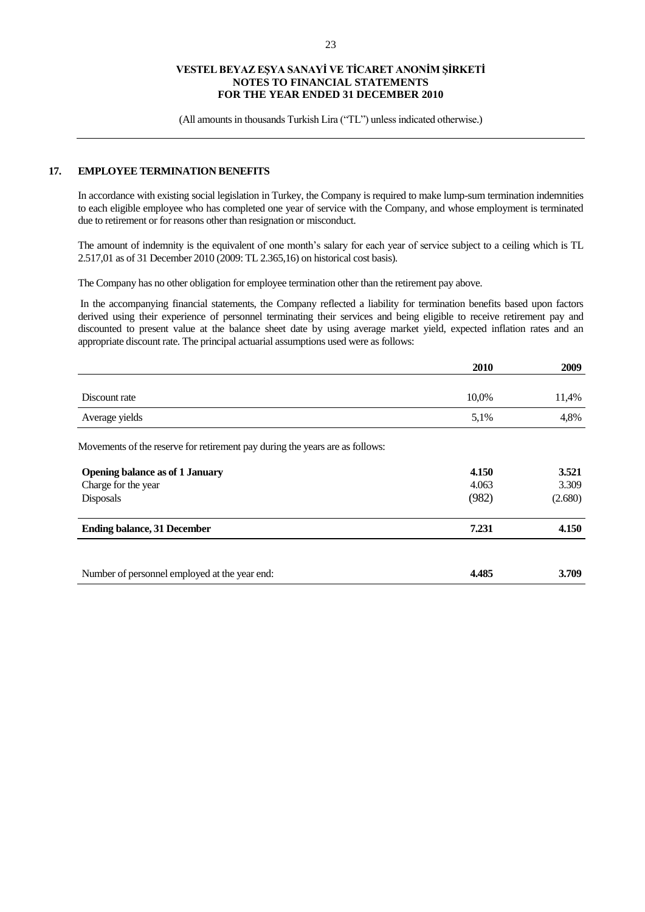## 17. EMPLOYEE TERMINATION BENEFITS

In accordance with existing social legislation in Turkey, the Company is required to make lump-sum termination indemnities to each eligible employee who has completed one year of service with the Company, and whose employment is terminated due to retirement or for reasons other than resignation or misconduct.

The amount of indemnity is the equivalent of one month's salary for each year of service subject to a ceiling which is TL 2.517,01 as of 31 December 2010 (2009: TL 2.365,16) on historical cost basis).

The Company has no other obligation for employee termination other than the retirement pay above.

In the accompanying financial statements, the Company reflected a liability for termination benefits based upon factors derived using their experience of personnel terminating their services and being eligible to receive retirement pay and discounted to present value at the balance sheet date by using average market yield, expected inflation rates and an appropriate discount rate. The principal actuarial assumptions used were as follows:

| | 2010 | 2009 |
|---|---|---|
| Discount rate | 10,0% | 11,4% |
| Average yields | 5,1% | 4,8% |

Movements of the reserve for retirement pay during the years are as follows:

| | 2010 | 2009 |
|---|---|---|
| **Opening balance as of 1 January** | **4.150** | **3.521** |
| Charge for the year | 4.063 | 3.309 |
| Disposals | (982) | (2.680) |
| **Ending balance, 31 December** | **7.231** | **4.150** |

| | 2010 | 2009 |
|---|---|---|
| Number of personnel employed at the year end: | **4.485** | **3.709** |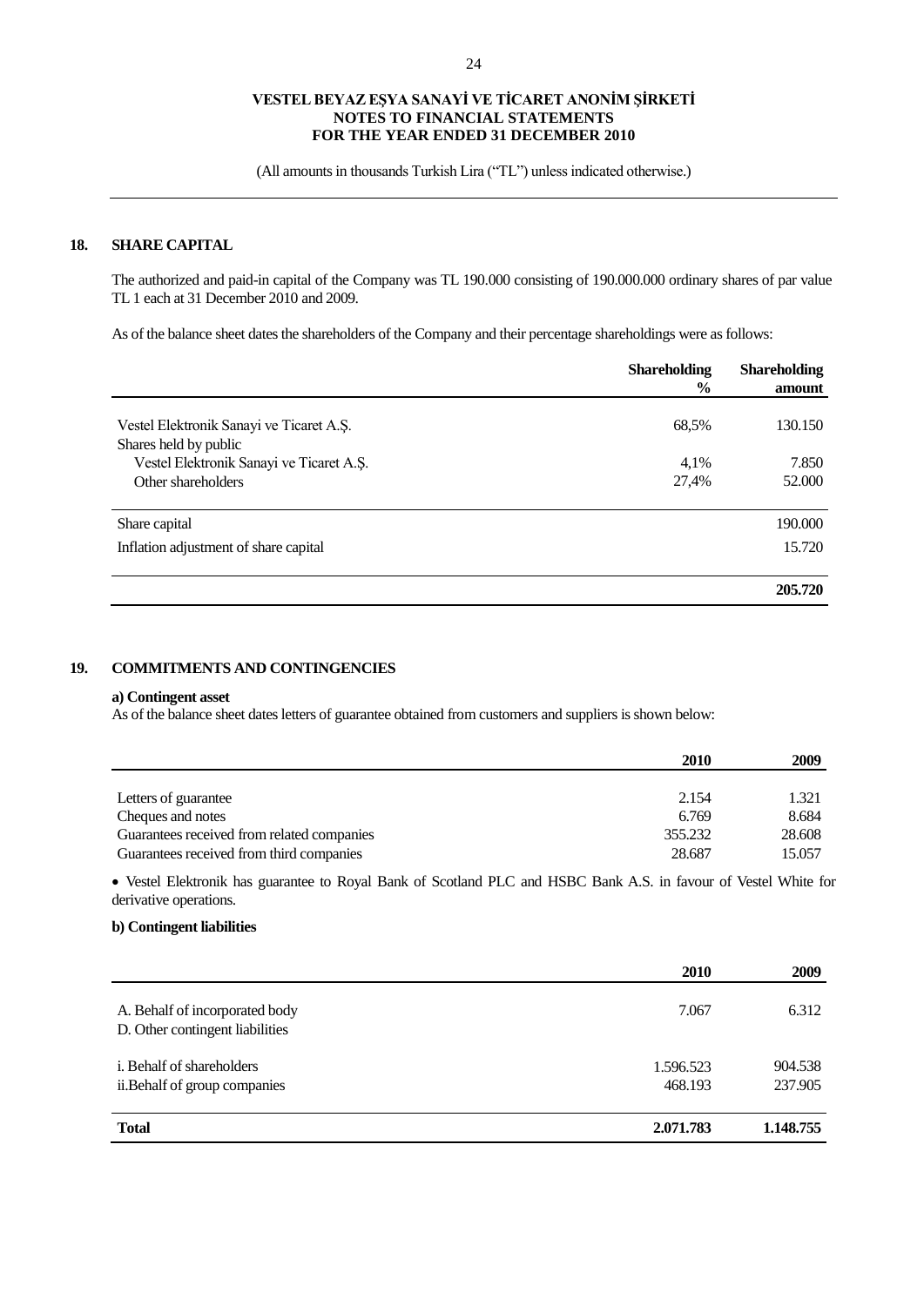**VESTEL BEYAZ EŞYA SANAYİ VE TİCARET ANONİM ŞİRKETİ**
**NOTES TO FINANCIAL STATEMENTS**
**FOR THE YEAR ENDED 31 DECEMBER 2010**

(All amounts in thousands Turkish Lira ("TL") unless indicated otherwise.)

## 18. SHARE CAPITAL

The authorized and paid-in capital of the Company was TL 190.000 consisting of 190.000.000 ordinary shares of par value TL 1 each at 31 December 2010 and 2009.

As of the balance sheet dates the shareholders of the Company and their percentage shareholdings were as follows:

| | Shareholding % | Shareholding amount |
|---|---|---|
| Vestel Elektronik Sanayi ve Ticaret A.Ş. | 68,5% | 130.150 |
| Shares held by public | | |
| Vestel Elektronik Sanayi ve Ticaret A.Ş. | 4,1% | 7.850 |
| Other shareholders | 27,4% | 52.000 |
| Share capital | | 190.000 |
| Inflation adjustment of share capital | | 15.720 |
| | | **205.720** |

## 19. COMMITMENTS AND CONTINGENCIES

**a) Contingent asset**

As of the balance sheet dates letters of guarantee obtained from customers and suppliers is shown below:

| | 2010 | 2009 |
|---|---|---|
| Letters of guarantee | 2.154 | 1.321 |
| Cheques and notes | 6.769 | 8.684 |
| Guarantees received from related companies | 355.232 | 28.608 |
| Guarantees received from third companies | 28.687 | 15.057 |

- Vestel Elektronik has guarantee to Royal Bank of Scotland PLC and HSBC Bank A.S. in favour of Vestel White for derivative operations.

**b) Contingent liabilities**

| | 2010 | 2009 |
|---|---|---|
| A. Behalf of incorporated body | 7.067 | 6.312 |
| D. Other contingent liabilities | | |
| i. Behalf of shareholders | 1.596.523 | 904.538 |
| ii.Behalf of group companies | 468.193 | 237.905 |
| **Total** | **2.071.783** | **1.148.755** |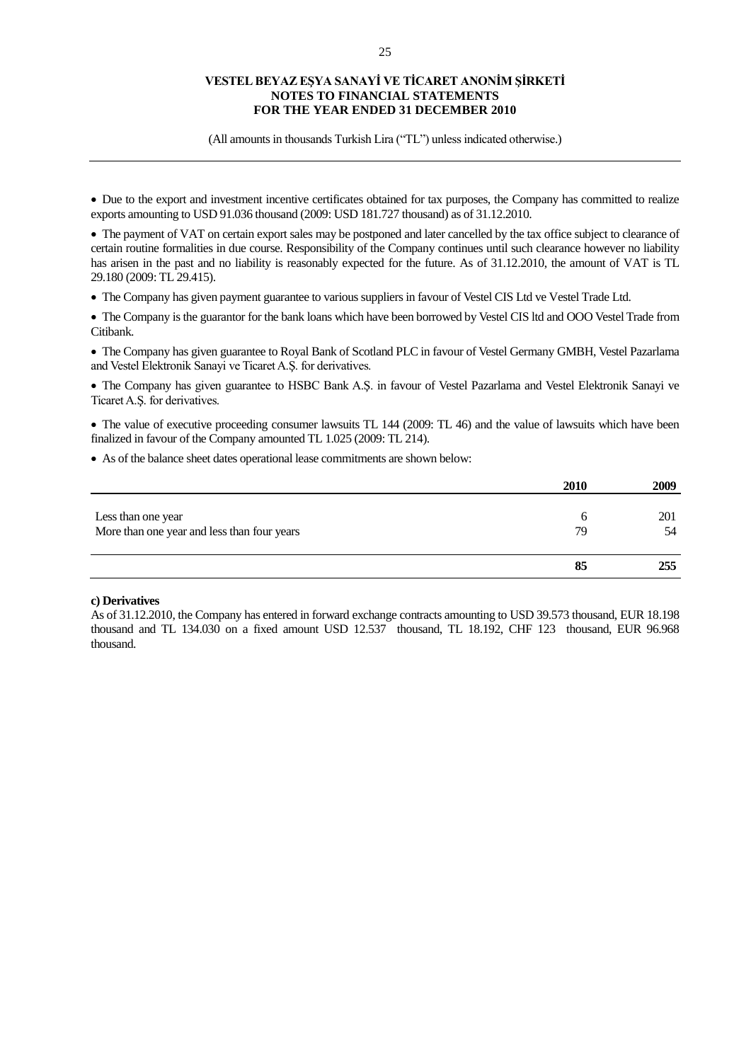- Due to the export and investment incentive certificates obtained for tax purposes, the Company has committed to realize exports amounting to USD 91.036 thousand (2009: USD 181.727 thousand) as of 31.12.2010.

- The payment of VAT on certain export sales may be postponed and later cancelled by the tax office subject to clearance of certain routine formalities in due course. Responsibility of the Company continues until such clearance however no liability has arisen in the past and no liability is reasonably expected for the future. As of 31.12.2010, the amount of VAT is TL 29.180 (2009: TL 29.415).

- The Company has given payment guarantee to various suppliers in favour of Vestel CIS Ltd ve Vestel Trade Ltd.

- The Company is the guarantor for the bank loans which have been borrowed by Vestel CIS ltd and OOO Vestel Trade from Citibank.

- The Company has given guarantee to Royal Bank of Scotland PLC in favour of Vestel Germany GMBH, Vestel Pazarlama and Vestel Elektronik Sanayi ve Ticaret A.Ş. for derivatives.

- The Company has given guarantee to HSBC Bank A.Ş. in favour of Vestel Pazarlama and Vestel Elektronik Sanayi ve Ticaret A.Ş. for derivatives.

- The value of executive proceeding consumer lawsuits TL 144 (2009: TL 46) and the value of lawsuits which have been finalized in favour of the Company amounted TL 1.025 (2009: TL 214).

- As of the balance sheet dates operational lease commitments are shown below:

| | **2010** | **2009** |
|---|---|---|
| Less than one year | 6 | 201 |
| More than one year and less than four years | 79 | 54 |
| | **85** | **255** |

**c) Derivatives**

As of 31.12.2010, the Company has entered in forward exchange contracts amounting to USD 39.573 thousand, EUR 18.198 thousand and TL 134.030 on a fixed amount USD 12.537 thousand, TL 18.192, CHF 123 thousand, EUR 96.968 thousand.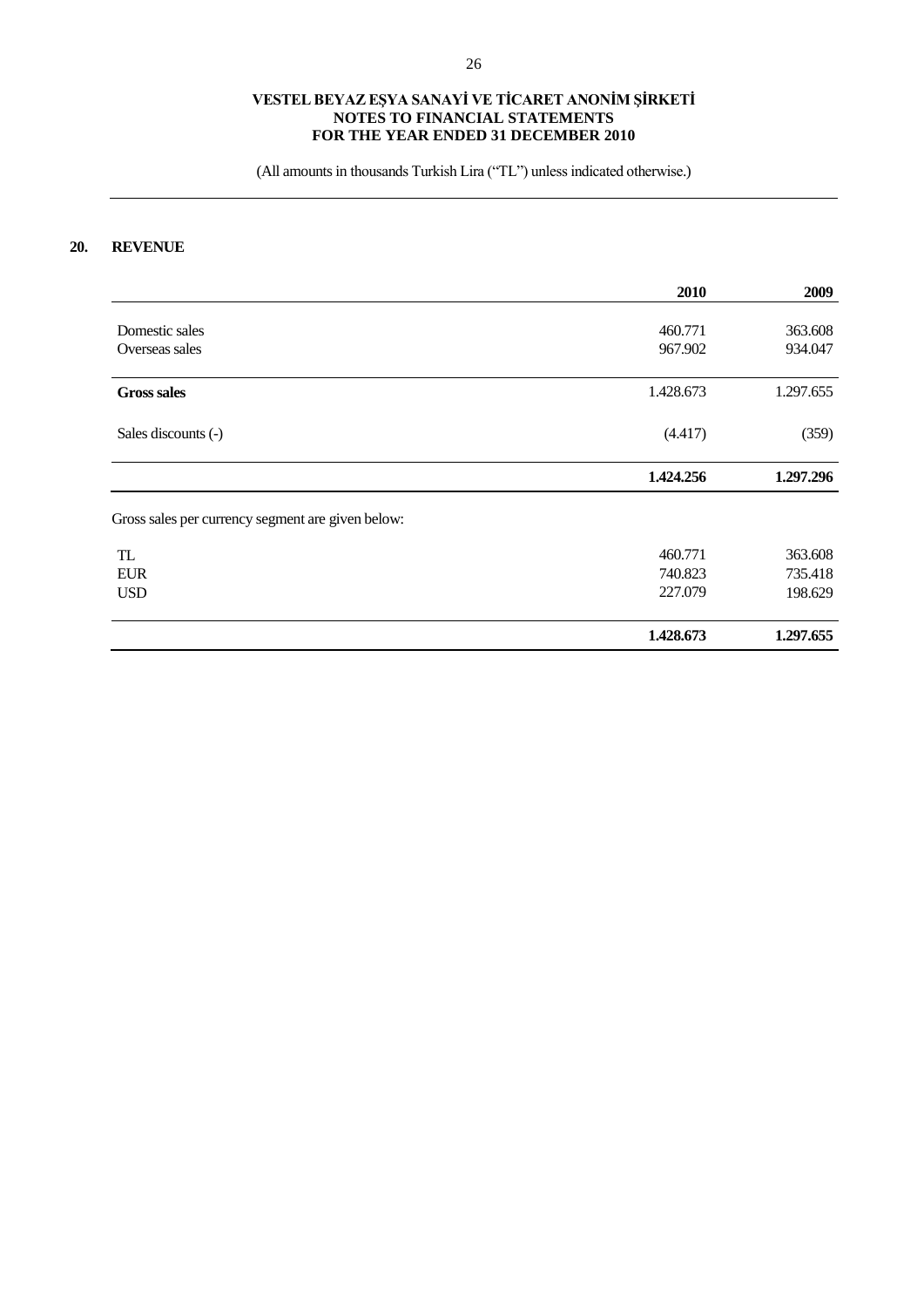**VESTEL BEYAZ EŞYA SANAYİ VE TİCARET ANONİM ŞİRKETİ**
**NOTES TO FINANCIAL STATEMENTS**
**FOR THE YEAR ENDED 31 DECEMBER 2010**

(All amounts in thousands Turkish Lira ("TL") unless indicated otherwise.)

## 20. REVENUE

| | 2010 | 2009 |
|---|---|---|
| Domestic sales | 460.771 | 363.608 |
| Overseas sales | 967.902 | 934.047 |
| **Gross sales** | 1.428.673 | 1.297.655 |
| Sales discounts (-) | (4.417) | (359) |
| | **1.424.256** | **1.297.296** |

Gross sales per currency segment are given below:

| | 2010 | 2009 |
|---|---|---|
| TL | 460.771 | 363.608 |
| EUR | 740.823 | 735.418 |
| USD | 227.079 | 198.629 |
| | **1.428.673** | **1.297.655** |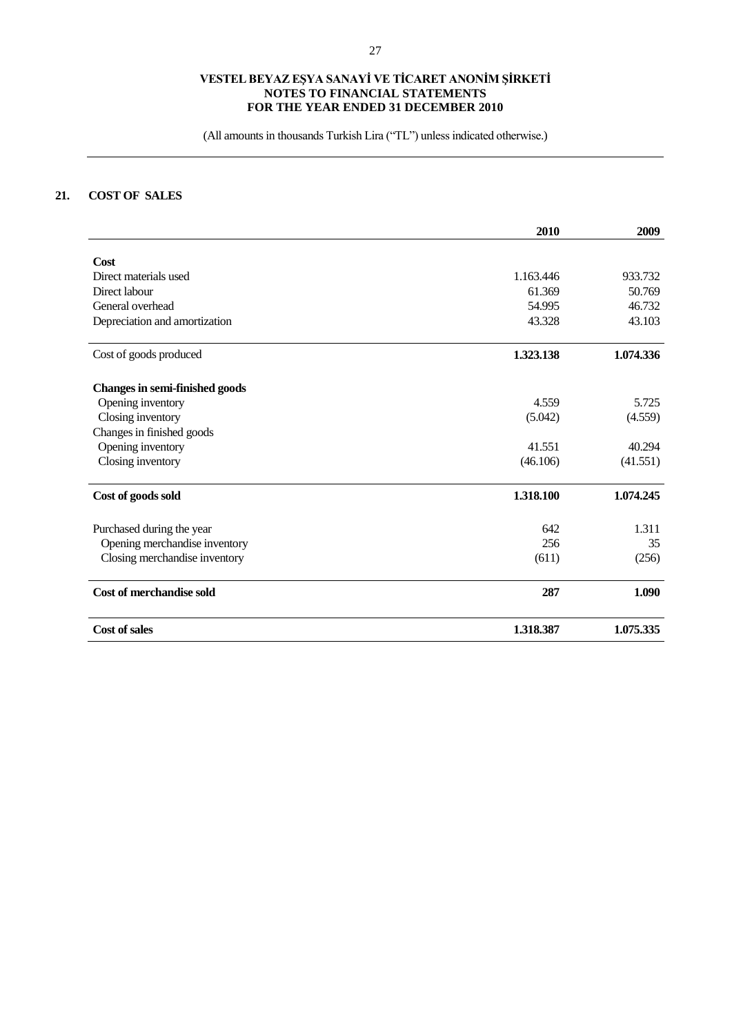## VESTEL BEYAZ EŞYA SANAYİ VE TİCARET ANONİM ŞİRKETİ
## NOTES TO FINANCIAL STATEMENTS
## FOR THE YEAR ENDED 31 DECEMBER 2010

(All amounts in thousands Turkish Lira ("TL") unless indicated otherwise.)

### 21. COST OF SALES

| | 2010 | 2009 |
|---|---|---|
| **Cost** | | |
| Direct materials used | 1.163.446 | 933.732 |
| Direct labour | 61.369 | 50.769 |
| General overhead | 54.995 | 46.732 |
| Depreciation and amortization | 43.328 | 43.103 |
| Cost of goods produced | **1.323.138** | **1.074.336** |
| **Changes in semi-finished goods** | | |
| Opening inventory | 4.559 | 5.725 |
| Closing inventory | (5.042) | (4.559) |
| Changes in finished goods | | |
| Opening inventory | 41.551 | 40.294 |
| Closing inventory | (46.106) | (41.551) |
| **Cost of goods sold** | **1.318.100** | **1.074.245** |
| Purchased during the year | 642 | 1.311 |
| Opening merchandise inventory | 256 | 35 |
| Closing merchandise inventory | (611) | (256) |
| **Cost of merchandise sold** | **287** | **1.090** |
| **Cost of sales** | **1.318.387** | **1.075.335** |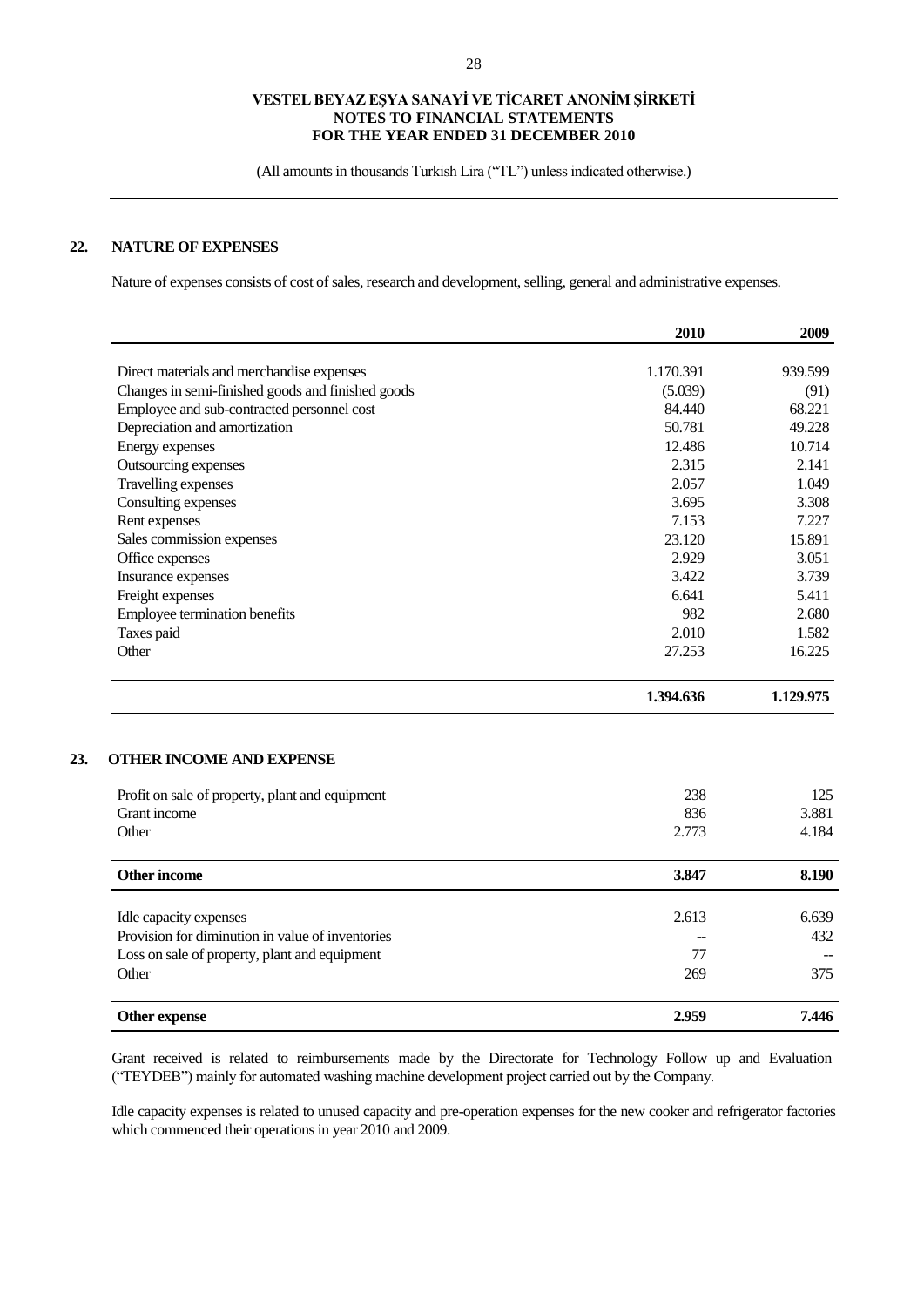(All amounts in thousands Turkish Lira ("TL") unless indicated otherwise.)

## 22. NATURE OF EXPENSES

Nature of expenses consists of cost of sales, research and development, selling, general and administrative expenses.

| | 2010 | 2009 |
|---|---|---|
| Direct materials and merchandise expenses | 1.170.391 | 939.599 |
| Changes in semi-finished goods and finished goods | (5.039) | (91) |
| Employee and sub-contracted personnel cost | 84.440 | 68.221 |
| Depreciation and amortization | 50.781 | 49.228 |
| Energy expenses | 12.486 | 10.714 |
| Outsourcing expenses | 2.315 | 2.141 |
| Travelling expenses | 2.057 | 1.049 |
| Consulting expenses | 3.695 | 3.308 |
| Rent expenses | 7.153 | 7.227 |
| Sales commission expenses | 23.120 | 15.891 |
| Office expenses | 2.929 | 3.051 |
| Insurance expenses | 3.422 | 3.739 |
| Freight expenses | 6.641 | 5.411 |
| Employee termination benefits | 982 | 2.680 |
| Taxes paid | 2.010 | 1.582 |
| Other | 27.253 | 16.225 |
| | **1.394.636** | **1.129.975** |

## 23. OTHER INCOME AND EXPENSE

| | 2010 | 2009 |
|---|---|---|
| Profit on sale of property, plant and equipment | 238 | 125 |
| Grant income | 836 | 3.881 |
| Other | 2.773 | 4.184 |
| **Other income** | **3.847** | **8.190** |
| Idle capacity expenses | 2.613 | 6.639 |
| Provision for diminution in value of inventories | -- | 432 |
| Loss on sale of property, plant and equipment | 77 | -- |
| Other | 269 | 375 |
| **Other expense** | **2.959** | **7.446** |

Grant received is related to reimbursements made by the Directorate for Technology Follow up and Evaluation ("TEYDEB") mainly for automated washing machine development project carried out by the Company.

Idle capacity expenses is related to unused capacity and pre-operation expenses for the new cooker and refrigerator factories which commenced their operations in year 2010 and 2009.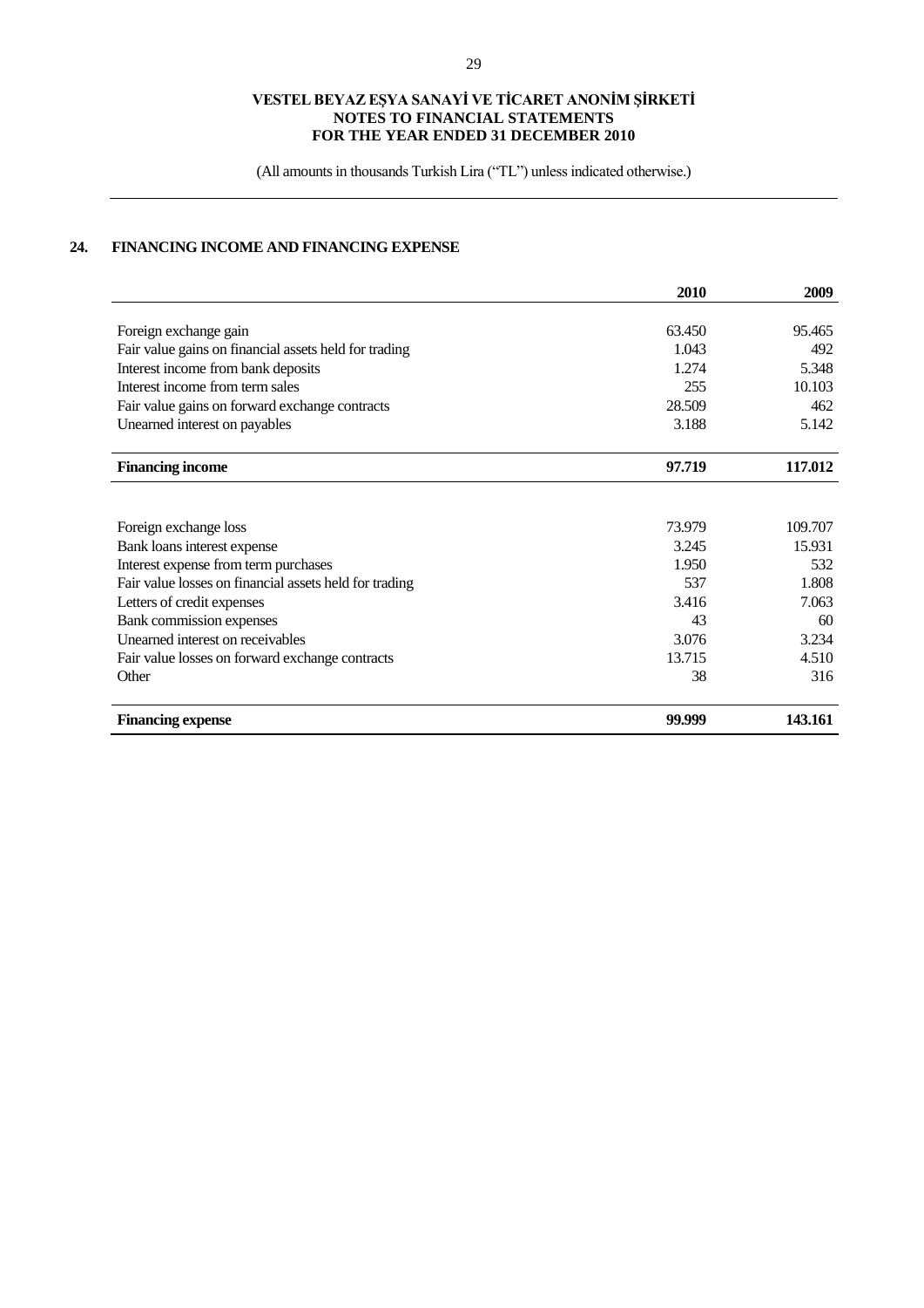VESTEL BEYAZ EŞYA SANAYİ VE TİCARET ANONİM ŞİRKETİ
NOTES TO FINANCIAL STATEMENTS
FOR THE YEAR ENDED 31 DECEMBER 2010

(All amounts in thousands Turkish Lira ("TL") unless indicated otherwise.)

## 24. FINANCING INCOME AND FINANCING EXPENSE

| | 2010 | 2009 |
|---|---|---|
| Foreign exchange gain | 63.450 | 95.465 |
| Fair value gains on financial assets held for trading | 1.043 | 492 |
| Interest income from bank deposits | 1.274 | 5.348 |
| Interest income from term sales | 255 | 10.103 |
| Fair value gains on forward exchange contracts | 28.509 | 462 |
| Unearned interest on payables | 3.188 | 5.142 |
| **Financing income** | **97.719** | **117.012** |

| | 2010 | 2009 |
|---|---|---|
| Foreign exchange loss | 73.979 | 109.707 |
| Bank loans interest expense | 3.245 | 15.931 |
| Interest expense from term purchases | 1.950 | 532 |
| Fair value losses on financial assets held for trading | 537 | 1.808 |
| Letters of credit expenses | 3.416 | 7.063 |
| Bank commission expenses | 43 | 60 |
| Unearned interest on receivables | 3.076 | 3.234 |
| Fair value losses on forward exchange contracts | 13.715 | 4.510 |
| Other | 38 | 316 |
| **Financing expense** | **99.999** | **143.161** |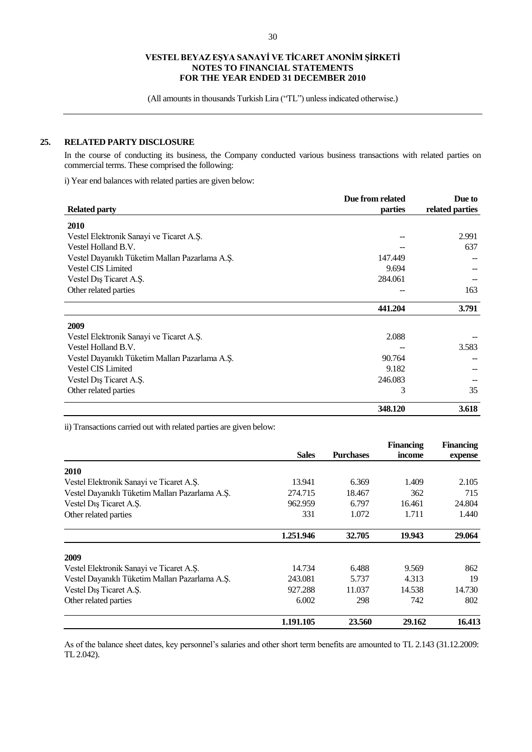## 25. RELATED PARTY DISCLOSURE

In the course of conducting its business, the Company conducted various business transactions with related parties on commercial terms. These comprised the following:

i) Year end balances with related parties are given below:

| Related party | Due from related parties | Due to related parties |
|---|---|---|
| **2010** | | |
| Vestel Elektronik Sanayi ve Ticaret A.Ş. | -- | 2.991 |
| Vestel Holland B.V. | -- | 637 |
| Vestel Dayanıklı Tüketim Malları Pazarlama A.Ş. | 147.449 | -- |
| Vestel CIS Limited | 9.694 | -- |
| Vestel Dış Ticaret A.Ş. | 284.061 | -- |
| Other related parties | -- | 163 |
| | **441.204** | **3.791** |
| **2009** | | |
| Vestel Elektronik Sanayi ve Ticaret A.Ş. | 2.088 | -- |
| Vestel Holland B.V. | -- | 3.583 |
| Vestel Dayanıklı Tüketim Malları Pazarlama A.Ş. | 90.764 | -- |
| Vestel CIS Limited | 9.182 | -- |
| Vestel Dış Ticaret A.Ş. | 246.083 | -- |
| Other related parties | 3 | 35 |
| | **348.120** | **3.618** |

ii) Transactions carried out with related parties are given below:

| | Sales | Purchases | Financing income | Financing expense |
|---|---|---|---|---|
| **2010** | | | | |
| Vestel Elektronik Sanayi ve Ticaret A.Ş. | 13.941 | 6.369 | 1.409 | 2.105 |
| Vestel Dayanıklı Tüketim Malları Pazarlama A.Ş. | 274.715 | 18.467 | 362 | 715 |
| Vestel Dış Ticaret A.Ş. | 962.959 | 6.797 | 16.461 | 24.804 |
| Other related parties | 331 | 1.072 | 1.711 | 1.440 |
| | **1.251.946** | **32.705** | **19.943** | **29.064** |
| **2009** | | | | |
| Vestel Elektronik Sanayi ve Ticaret A.Ş. | 14.734 | 6.488 | 9.569 | 862 |
| Vestel Dayanıklı Tüketim Malları Pazarlama A.Ş. | 243.081 | 5.737 | 4.313 | 19 |
| Vestel Dış Ticaret A.Ş. | 927.288 | 11.037 | 14.538 | 14.730 |
| Other related parties | 6.002 | 298 | 742 | 802 |
| | **1.191.105** | **23.560** | **29.162** | **16.413** |

As of the balance sheet dates, key personnel's salaries and other short term benefits are amounted to TL 2.143 (31.12.2009: TL 2.042).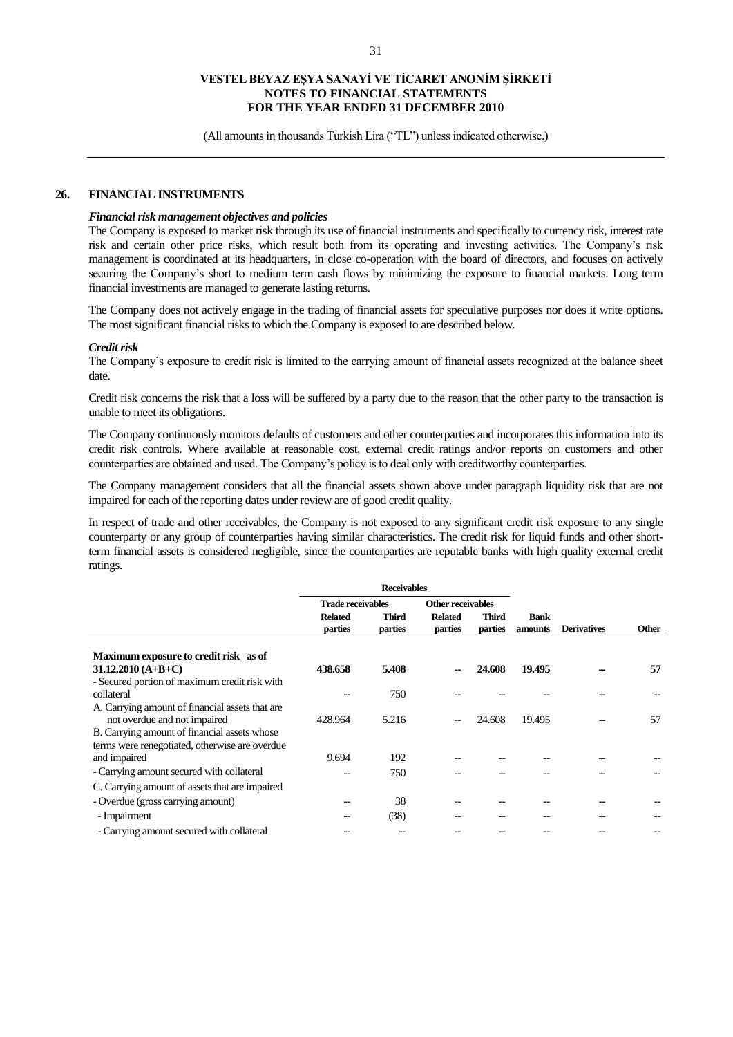## 26. FINANCIAL INSTRUMENTS

***Financial risk management objectives and policies***

The Company is exposed to market risk through its use of financial instruments and specifically to currency risk, interest rate risk and certain other price risks, which result both from its operating and investing activities. The Company's risk management is coordinated at its headquarters, in close co-operation with the board of directors, and focuses on actively securing the Company's short to medium term cash flows by minimizing the exposure to financial markets. Long term financial investments are managed to generate lasting returns.

The Company does not actively engage in the trading of financial assets for speculative purposes nor does it write options. The most significant financial risks to which the Company is exposed to are described below.

***Credit risk***

The Company's exposure to credit risk is limited to the carrying amount of financial assets recognized at the balance sheet date.

Credit risk concerns the risk that a loss will be suffered by a party due to the reason that the other party to the transaction is unable to meet its obligations.

The Company continuously monitors defaults of customers and other counterparties and incorporates this information into its credit risk controls. Where available at reasonable cost, external credit ratings and/or reports on customers and other counterparties are obtained and used. The Company's policy is to deal only with creditworthy counterparties.

The Company management considers that all the financial assets shown above under paragraph liquidity risk that are not impaired for each of the reporting dates under review are of good credit quality.

In respect of trade and other receivables, the Company is not exposed to any significant credit risk exposure to any single counterparty or any group of counterparties having similar characteristics. The credit risk for liquid funds and other short-term financial assets is considered negligible, since the counterparties are reputable banks with high quality external credit ratings.

| | Receivables | | | | | | |
|---|---|---|---|---|---|---|---|
| | Trade receivables | | Other receivables | | | | |
| | Related parties | Third parties | Related parties | Third parties | Bank amounts | Derivatives | Other |
| **Maximum exposure to credit risk as of 31.12.2010 (A+B+C)** | **438.658** | **5.408** | **--** | **24.608** | **19.495** | **--** | **57** |
| - Secured portion of maximum credit risk with collateral | -- | 750 | -- | -- | -- | -- | -- |
| A. Carrying amount of financial assets that are not overdue and not impaired | 428.964 | 5.216 | -- | 24.608 | 19.495 | -- | 57 |
| B. Carrying amount of financial assets whose terms were renegotiated, otherwise are overdue and impaired | 9.694 | 192 | -- | -- | -- | -- | -- |
| - Carrying amount secured with collateral | -- | 750 | -- | -- | -- | -- | -- |
| C. Carrying amount of assets that are impaired | | | | | | | |
| - Overdue (gross carrying amount) | -- | 38 | -- | -- | -- | -- | -- |
| - Impairment | -- | (38) | -- | -- | -- | -- | -- |
| - Carrying amount secured with collateral | -- | -- | -- | -- | -- | -- | -- |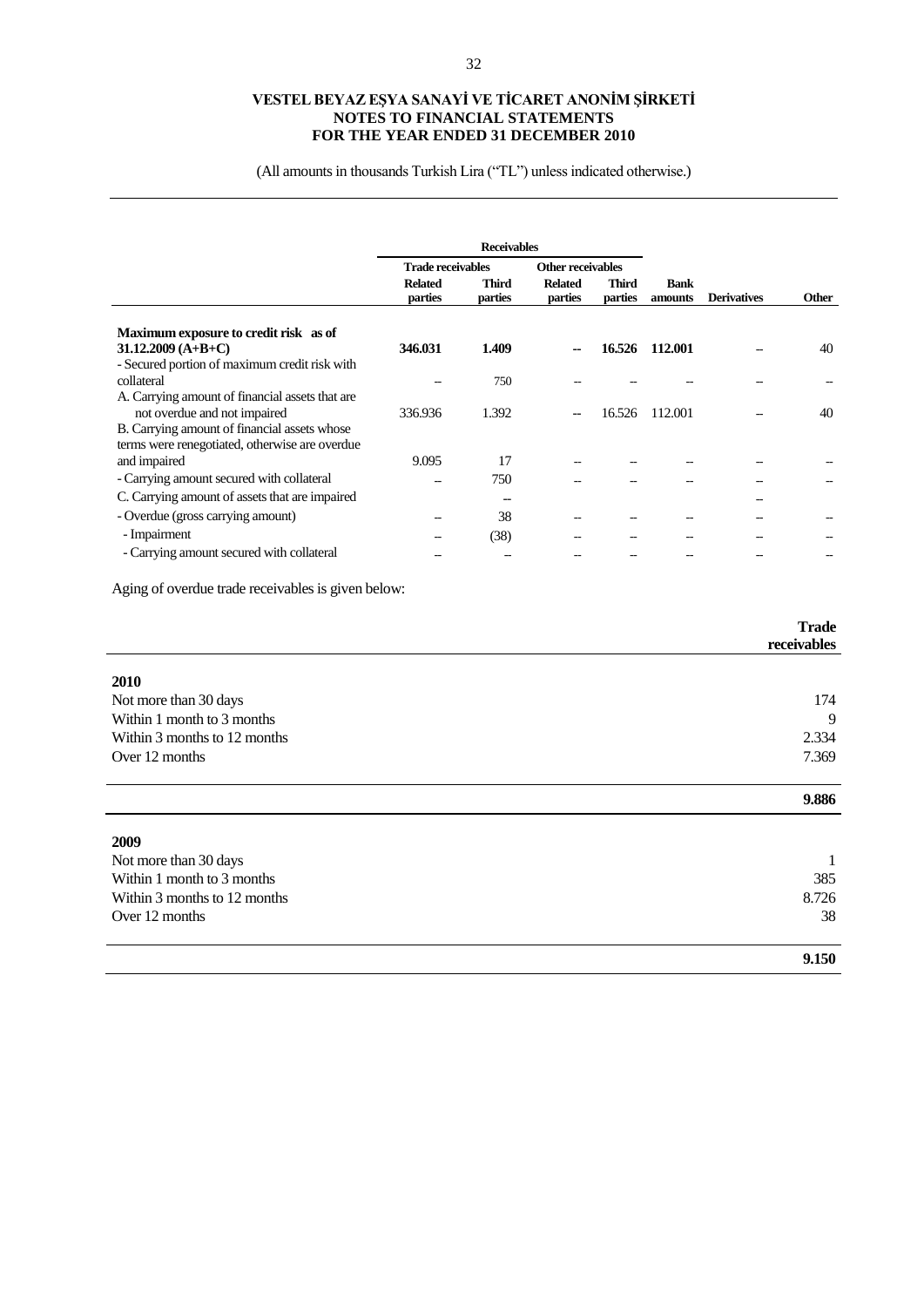**VESTEL BEYAZ EŞYA SANAYİ VE TİCARET ANONİM ŞİRKETİ**
**NOTES TO FINANCIAL STATEMENTS**
**FOR THE YEAR ENDED 31 DECEMBER 2010**

(All amounts in thousands Turkish Lira ("TL") unless indicated otherwise.)

| | Receivables | | | | | | |
|---|---|---|---|---|---|---|---|
| | Trade receivables | | Other receivables | | | | |
| | Related parties | Third parties | Related parties | Third parties | Bank amounts | Derivatives | Other |
| **Maximum exposure to credit risk as of 31.12.2009 (A+B+C)** | **346.031** | **1.409** | **--** | **16.526** | **112.001** | -- | 40 |
| - Secured portion of maximum credit risk with collateral | -- | 750 | -- | -- | -- | -- | -- |
| A. Carrying amount of financial assets that are not overdue and not impaired | 336.936 | 1.392 | -- | 16.526 | 112.001 | -- | 40 |
| B. Carrying amount of financial assets whose terms were renegotiated, otherwise are overdue and impaired | 9.095 | 17 | -- | -- | -- | -- | -- |
| - Carrying amount secured with collateral | -- | 750 | -- | -- | -- | -- | -- |
| C. Carrying amount of assets that are impaired | | -- | | | | -- | |
| - Overdue (gross carrying amount) | -- | 38 | -- | -- | -- | -- | -- |
| - Impairment | -- | (38) | -- | -- | -- | -- | -- |
| - Carrying amount secured with collateral | -- | -- | -- | -- | -- | -- | -- |

Aging of overdue trade receivables is given below:

| | Trade receivables |
|---|---|
| **2010** | |
| Not more than 30 days | 174 |
| Within 1 month to 3 months | 9 |
| Within 3 months to 12 months | 2.334 |
| Over 12 months | 7.369 |
| | **9.886** |
| **2009** | |
| Not more than 30 days | 1 |
| Within 1 month to 3 months | 385 |
| Within 3 months to 12 months | 8.726 |
| Over 12 months | 38 |
| | **9.150** |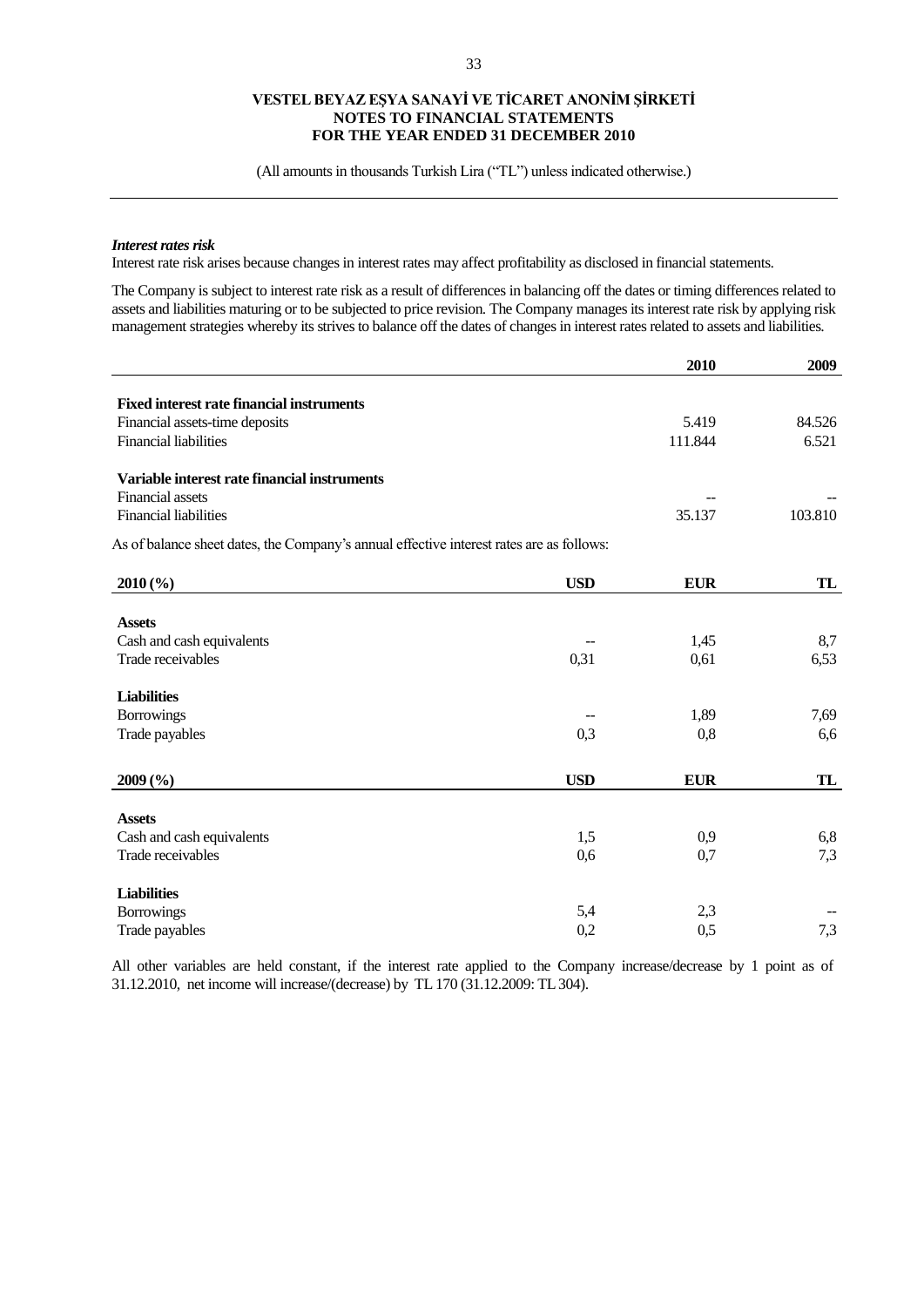*Interest rates risk*

Interest rate risk arises because changes in interest rates may affect profitability as disclosed in financial statements.

The Company is subject to interest rate risk as a result of differences in balancing off the dates or timing differences related to assets and liabilities maturing or to be subjected to price revision. The Company manages its interest rate risk by applying risk management strategies whereby its strives to balance off the dates of changes in interest rates related to assets and liabilities.

| | 2010 | 2009 |
|---|---|---|
| **Fixed interest rate financial instruments** | | |
| Financial assets-time deposits | 5.419 | 84.526 |
| Financial liabilities | 111.844 | 6.521 |
| **Variable interest rate financial instruments** | | |
| Financial assets | -- | -- |
| Financial liabilities | 35.137 | 103.810 |

As of balance sheet dates, the Company's annual effective interest rates are as follows:

| 2010 (%) | USD | EUR | TL |
|---|---|---|---|
| **Assets** | | | |
| Cash and cash equivalents | -- | 1,45 | 8,7 |
| Trade receivables | 0,31 | 0,61 | 6,53 |
| **Liabilities** | | | |
| Borrowings | -- | 1,89 | 7,69 |
| Trade payables | 0,3 | 0,8 | 6,6 |

| 2009 (%) | USD | EUR | TL |
|---|---|---|---|
| **Assets** | | | |
| Cash and cash equivalents | 1,5 | 0,9 | 6,8 |
| Trade receivables | 0,6 | 0,7 | 7,3 |
| **Liabilities** | | | |
| Borrowings | 5,4 | 2,3 | -- |
| Trade payables | 0,2 | 0,5 | 7,3 |

All other variables are held constant, if the interest rate applied to the Company increase/decrease by 1 point as of 31.12.2010, net income will increase/(decrease) by TL 170 (31.12.2009: TL 304).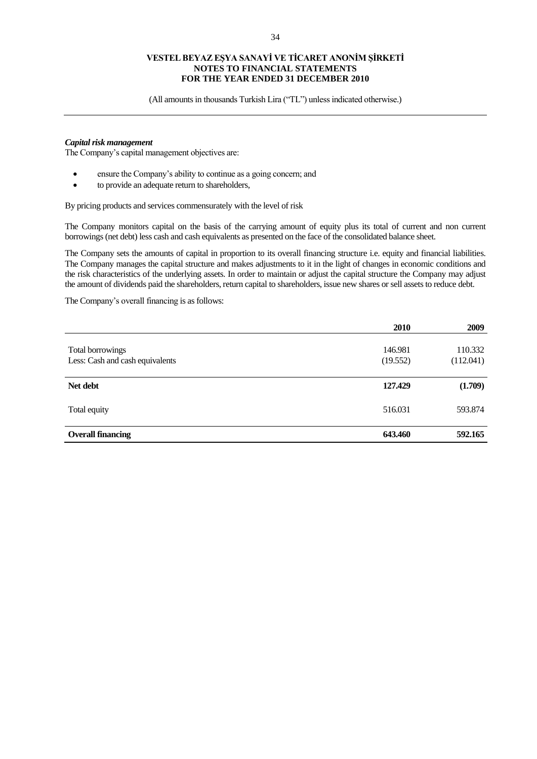(All amounts in thousands Turkish Lira ("TL") unless indicated otherwise.)

***Capital risk management***

The Company's capital management objectives are:

- ensure the Company's ability to continue as a going concern; and
- to provide an adequate return to shareholders,

By pricing products and services commensurately with the level of risk

The Company monitors capital on the basis of the carrying amount of equity plus its total of current and non current borrowings (net debt) less cash and cash equivalents as presented on the face of the consolidated balance sheet.

The Company sets the amounts of capital in proportion to its overall financing structure i.e. equity and financial liabilities. The Company manages the capital structure and makes adjustments to it in the light of changes in economic conditions and the risk characteristics of the underlying assets. In order to maintain or adjust the capital structure the Company may adjust the amount of dividends paid the shareholders, return capital to shareholders, issue new shares or sell assets to reduce debt.

The Company's overall financing is as follows:

| | **2010** | **2009** |
|---|---|---|
| Total borrowings | 146.981 | 110.332 |
| Less: Cash and cash equivalents | (19.552) | (112.041) |
| **Net debt** | **127.429** | **(1.709)** |
| Total equity | 516.031 | 593.874 |
| **Overall financing** | **643.460** | **592.165** |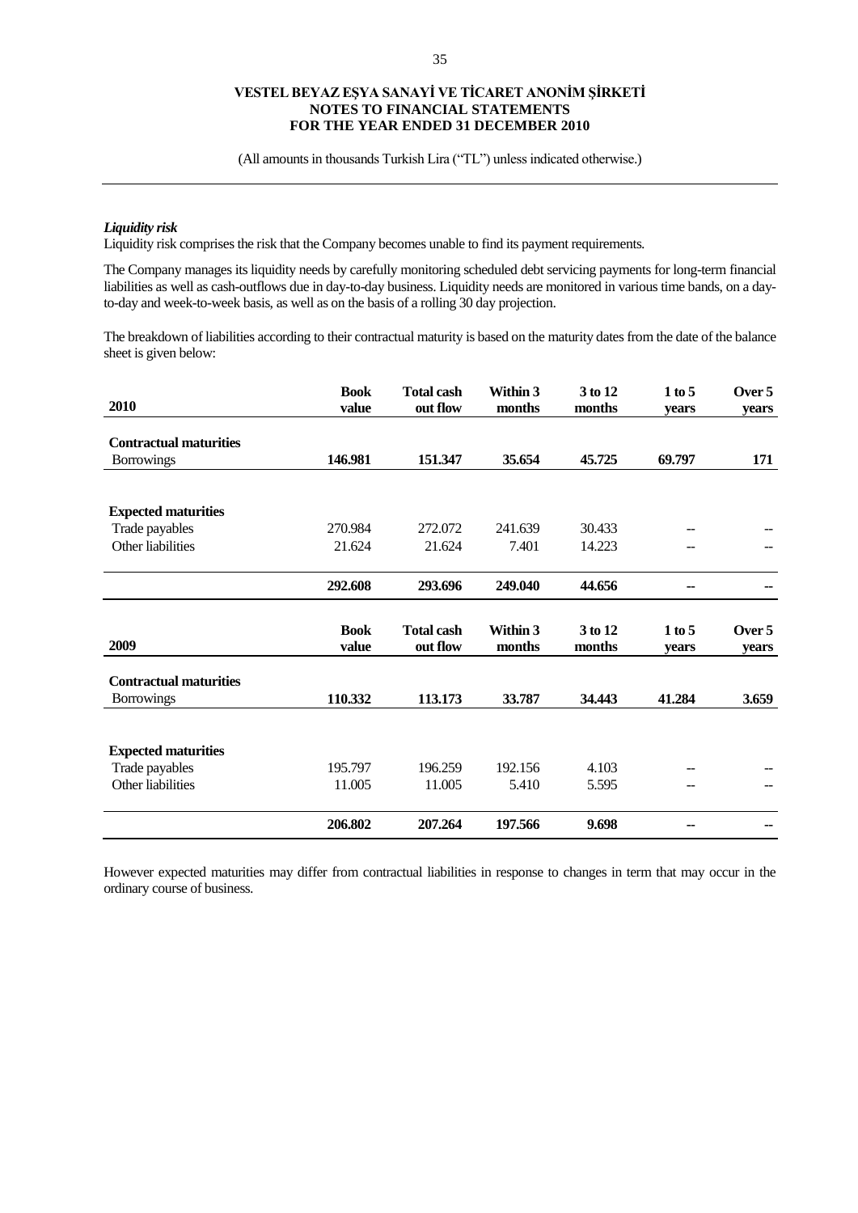*Liquidity risk*

Liquidity risk comprises the risk that the Company becomes unable to find its payment requirements.

The Company manages its liquidity needs by carefully monitoring scheduled debt servicing payments for long-term financial liabilities as well as cash-outflows due in day-to-day business. Liquidity needs are monitored in various time bands, on a day-to-day and week-to-week basis, as well as on the basis of a rolling 30 day projection.

The breakdown of liabilities according to their contractual maturity is based on the maturity dates from the date of the balance sheet is given below:

| 2010 | Book value | Total cash out flow | Within 3 months | 3 to 12 months | 1 to 5 years | Over 5 years |
|---|---|---|---|---|---|---|
| **Contractual maturities** | | | | | | |
| Borrowings | **146.981** | **151.347** | **35.654** | **45.725** | **69.797** | **171** |
| **Expected maturities** | | | | | | |
| Trade payables | 270.984 | 272.072 | 241.639 | 30.433 | -- | -- |
| Other liabilities | 21.624 | 21.624 | 7.401 | 14.223 | -- | -- |
| | **292.608** | **293.696** | **249.040** | **44.656** | **--** | **--** |

| 2009 | Book value | Total cash out flow | Within 3 months | 3 to 12 months | 1 to 5 years | Over 5 years |
|---|---|---|---|---|---|---|
| **Contractual maturities** | | | | | | |
| Borrowings | **110.332** | **113.173** | **33.787** | **34.443** | **41.284** | **3.659** |
| **Expected maturities** | | | | | | |
| Trade payables | 195.797 | 196.259 | 192.156 | 4.103 | -- | -- |
| Other liabilities | 11.005 | 11.005 | 5.410 | 5.595 | -- | -- |
| | **206.802** | **207.264** | **197.566** | **9.698** | **--** | **--** |

However expected maturities may differ from contractual liabilities in response to changes in term that may occur in the ordinary course of business.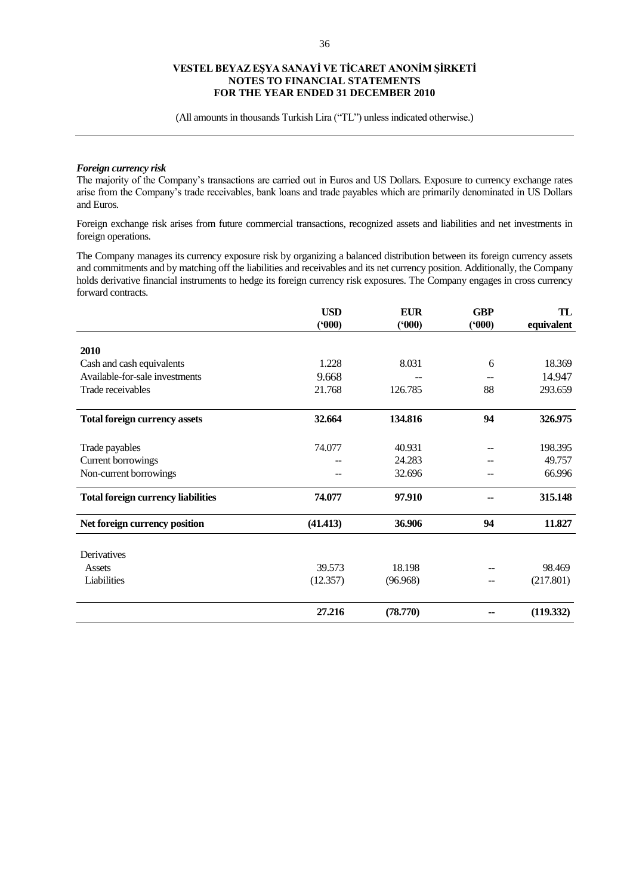**VESTEL BEYAZ EŞYA SANAYİ VE TİCARET ANONİM ŞİRKETİ**
**NOTES TO FINANCIAL STATEMENTS**
**FOR THE YEAR ENDED 31 DECEMBER 2010**

(All amounts in thousands Turkish Lira ("TL") unless indicated otherwise.)

***Foreign currency risk***

The majority of the Company's transactions are carried out in Euros and US Dollars. Exposure to currency exchange rates arise from the Company's trade receivables, bank loans and trade payables which are primarily denominated in US Dollars and Euros.

Foreign exchange risk arises from future commercial transactions, recognized assets and liabilities and net investments in foreign operations.

The Company manages its currency exposure risk by organizing a balanced distribution between its foreign currency assets and commitments and by matching off the liabilities and receivables and its net currency position. Additionally, the Company holds derivative financial instruments to hedge its foreign currency risk exposures. The Company engages in cross currency forward contracts.

| | USD ('000) | EUR ('000) | GBP ('000) | TL equivalent |
|---|---|---|---|---|
| **2010** | | | | |
| Cash and cash equivalents | 1.228 | 8.031 | 6 | 18.369 |
| Available-for-sale investments | 9.668 | -- | -- | 14.947 |
| Trade receivables | 21.768 | 126.785 | 88 | 293.659 |
| **Total foreign currency assets** | **32.664** | **134.816** | **94** | **326.975** |
| Trade payables | 74.077 | 40.931 | -- | 198.395 |
| Current borrowings | -- | 24.283 | -- | 49.757 |
| Non-current borrowings | -- | 32.696 | -- | 66.996 |
| **Total foreign currency liabilities** | **74.077** | **97.910** | **--** | **315.148** |
| **Net foreign currency position** | **(41.413)** | **36.906** | **94** | **11.827** |
| Derivatives | | | | |
| Assets | 39.573 | 18.198 | -- | 98.469 |
| Liabilities | (12.357) | (96.968) | -- | (217.801) |
| | **27.216** | **(78.770)** | **--** | **(119.332)** |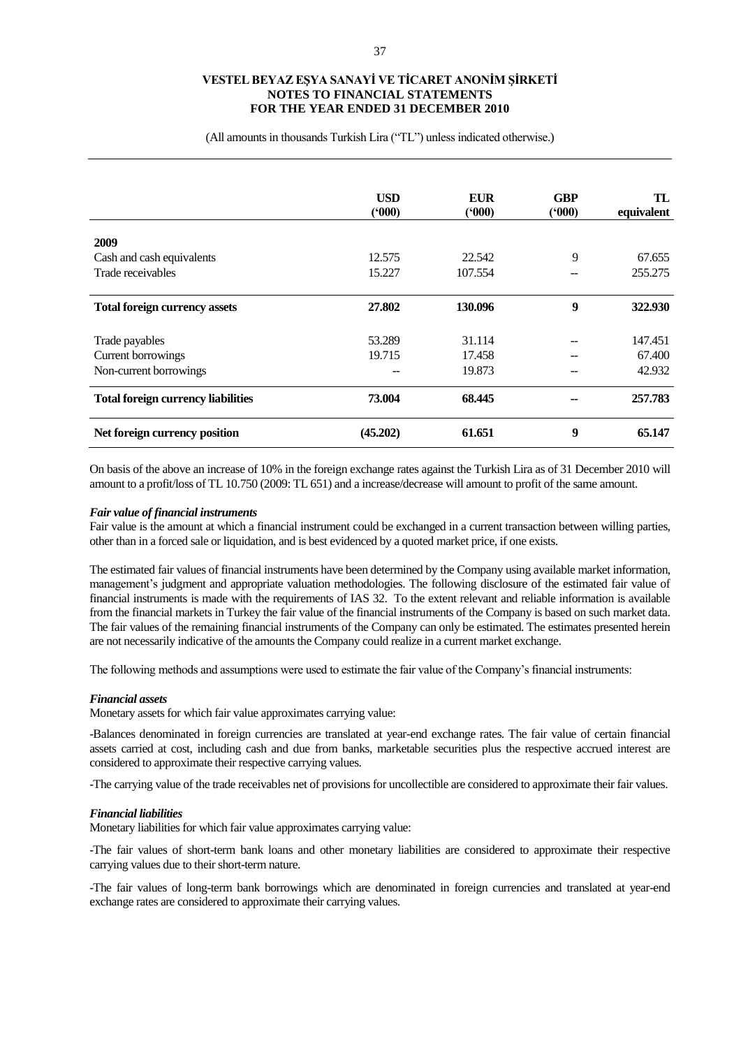(All amounts in thousands Turkish Lira ("TL") unless indicated otherwise.)

| | USD ('000) | EUR ('000) | GBP ('000) | TL equivalent |
|---|---|---|---|---|
| **2009** | | | | |
| Cash and cash equivalents | 12.575 | 22.542 | 9 | 67.655 |
| Trade receivables | 15.227 | 107.554 | -- | 255.275 |
| **Total foreign currency assets** | **27.802** | **130.096** | **9** | **322.930** |
| Trade payables | 53.289 | 31.114 | -- | 147.451 |
| Current borrowings | 19.715 | 17.458 | -- | 67.400 |
| Non-current borrowings | -- | 19.873 | -- | 42.932 |
| **Total foreign currency liabilities** | **73.004** | **68.445** | **--** | **257.783** |
| **Net foreign currency position** | **(45.202)** | **61.651** | **9** | **65.147** |

On basis of the above an increase of 10% in the foreign exchange rates against the Turkish Lira as of 31 December 2010 will amount to a profit/loss of TL 10.750 (2009: TL 651) and a increase/decrease will amount to profit of the same amount.

***Fair value of financial instruments***

Fair value is the amount at which a financial instrument could be exchanged in a current transaction between willing parties, other than in a forced sale or liquidation, and is best evidenced by a quoted market price, if one exists.

The estimated fair values of financial instruments have been determined by the Company using available market information, management's judgment and appropriate valuation methodologies. The following disclosure of the estimated fair value of financial instruments is made with the requirements of IAS 32. To the extent relevant and reliable information is available from the financial markets in Turkey the fair value of the financial instruments of the Company is based on such market data. The fair values of the remaining financial instruments of the Company can only be estimated. The estimates presented herein are not necessarily indicative of the amounts the Company could realize in a current market exchange.

The following methods and assumptions were used to estimate the fair value of the Company's financial instruments:

***Financial assets***

Monetary assets for which fair value approximates carrying value:

-Balances denominated in foreign currencies are translated at year-end exchange rates. The fair value of certain financial assets carried at cost, including cash and due from banks, marketable securities plus the respective accrued interest are considered to approximate their respective carrying values.

-The carrying value of the trade receivables net of provisions for uncollectible are considered to approximate their fair values.

***Financial liabilities***

Monetary liabilities for which fair value approximates carrying value:

-The fair values of short-term bank loans and other monetary liabilities are considered to approximate their respective carrying values due to their short-term nature.

-The fair values of long-term bank borrowings which are denominated in foreign currencies and translated at year-end exchange rates are considered to approximate their carrying values.